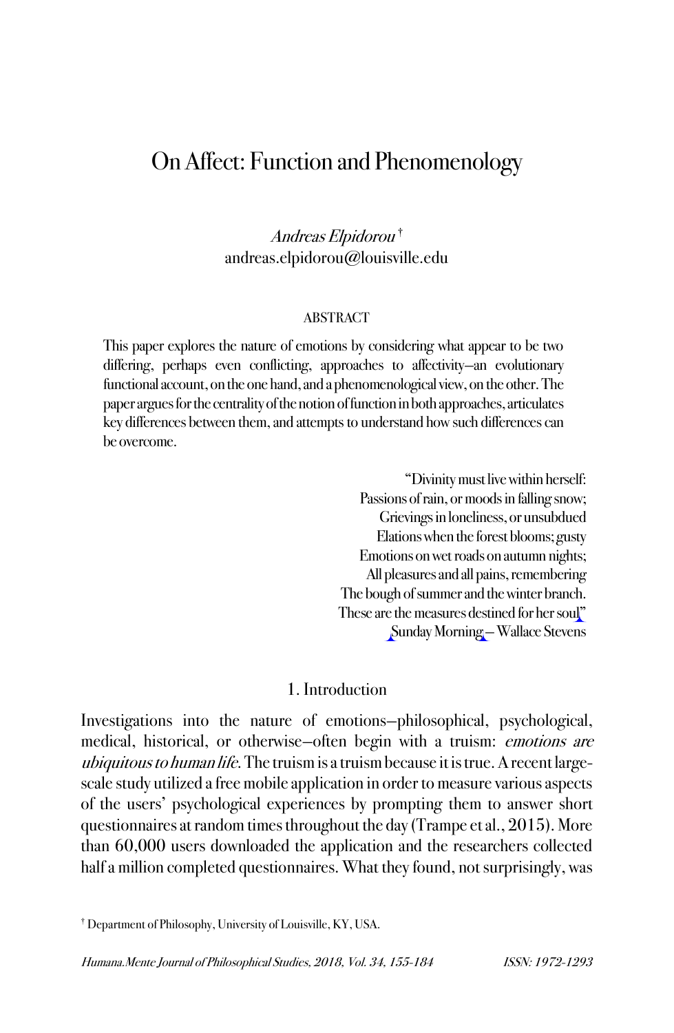# On Affect: Function and Phenomenology

*Andreas Elpidorou* [†]
andreas.elpidorou@louisville.edu

ABSTRACT

This paper explores the nature of emotions by considering what appear to be two differing, perhaps even conflicting, approaches to affectivity—an evolutionary functional account, on the one hand, and a phenomenological view, on the other. The paper argues for the centrality of the notion of function in both approaches, articulates key differences between them, and attempts to understand how such differences can be overcome.

> "Divinity must live within herself:
> Passions of rain, or moods in falling snow;
> Grievings in loneliness, or unsubdued
> Elations when the forest blooms; gusty
> Emotions on wet roads on autumn nights;
> All pleasures and all pains, remembering
> The bough of summer and the winter branch.
> These are the measures destined for her soul"
> Sunday Morning – Wallace Stevens

## 1. Introduction

Investigations into the nature of emotions—philosophical, psychological, medical, historical, or otherwise—often begin with a truism: *emotions are ubiquitous to human life*. The truism is a truism because it is true. A recent large-scale study utilized a free mobile application in order to measure various aspects of the users' psychological experiences by prompting them to answer short questionnaires at random times throughout the day (Trampe et al., 2015). More than 60,000 users downloaded the application and the researchers collected half a million completed questionnaires. What they found, not surprisingly, was

[†] Department of Philosophy, University of Louisville, KY, USA.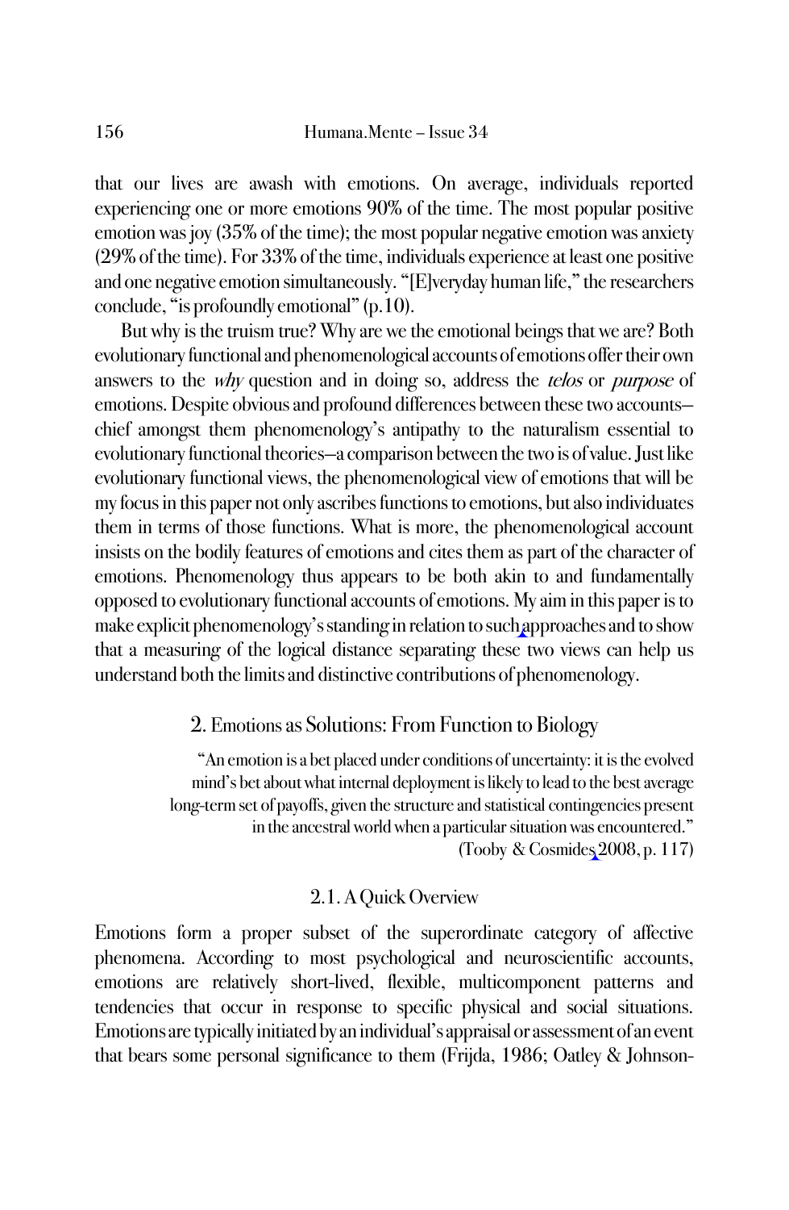that our lives are awash with emotions. On average, individuals reported experiencing one or more emotions 90% of the time. The most popular positive emotion was joy (35% of the time); the most popular negative emotion was anxiety (29% of the time). For 33% of the time, individuals experience at least one positive and one negative emotion simultaneously. "[E]veryday human life," the researchers conclude, "is profoundly emotional" (p.10).

But why is the truism true? Why are we the emotional beings that we are? Both evolutionary functional and phenomenological accounts of emotions offer their own answers to the *why* question and in doing so, address the *telos* or *purpose* of emotions. Despite obvious and profound differences between these two accounts—chief amongst them phenomenology's antipathy to the naturalism essential to evolutionary functional theories—a comparison between the two is of value. Just like evolutionary functional views, the phenomenological view of emotions that will be my focus in this paper not only ascribes functions to emotions, but also individuates them in terms of those functions. What is more, the phenomenological account insists on the bodily features of emotions and cites them as part of the character of emotions. Phenomenology thus appears to be both akin to and fundamentally opposed to evolutionary functional accounts of emotions. My aim in this paper is to make explicit phenomenology's standing in relation to such approaches and to show that a measuring of the logical distance separating these two views can help us understand both the limits and distinctive contributions of phenomenology.

## 2. Emotions as Solutions: From Function to Biology

> "An emotion is a bet placed under conditions of uncertainty: it is the evolved mind's bet about what internal deployment is likely to lead to the best average long-term set of payoffs, given the structure and statistical contingencies present in the ancestral world when a particular situation was encountered."
> (Tooby & Cosmides 2008, p. 117)

### 2.1. A Quick Overview

Emotions form a proper subset of the superordinate category of affective phenomena. According to most psychological and neuroscientific accounts, emotions are relatively short-lived, flexible, multicomponent patterns and tendencies that occur in response to specific physical and social situations. Emotions are typically initiated by an individual's appraisal or assessment of an event that bears some personal significance to them (Frijda, 1986; Oatley & Johnson-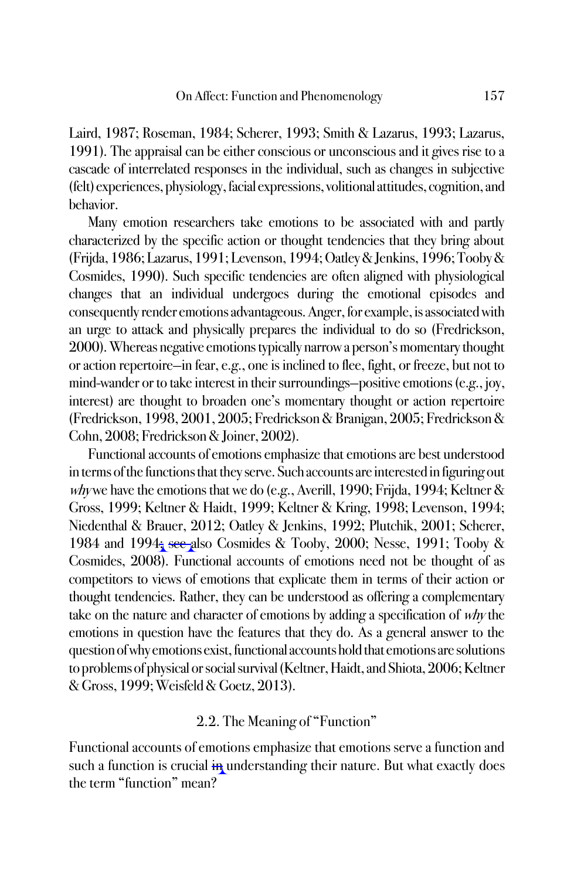Laird, 1987; Roseman, 1984; Scherer, 1993; Smith & Lazarus, 1993; Lazarus, 1991). The appraisal can be either conscious or unconscious and it gives rise to a cascade of interrelated responses in the individual, such as changes in subjective (felt) experiences, physiology, facial expressions, volitional attitudes, cognition, and behavior.

Many emotion researchers take emotions to be associated with and partly characterized by the specific action or thought tendencies that they bring about (Frijda, 1986; Lazarus, 1991; Levenson, 1994; Oatley & Jenkins, 1996; Tooby & Cosmides, 1990). Such specific tendencies are often aligned with physiological changes that an individual undergoes during the emotional episodes and consequently render emotions advantageous. Anger, for example, is associated with an urge to attack and physically prepares the individual to do so (Fredrickson, 2000). Whereas negative emotions typically narrow a person's momentary thought or action repertoire—in fear, e.g., one is inclined to flee, fight, or freeze, but not to mind-wander or to take interest in their surroundings—positive emotions (e.g., joy, interest) are thought to broaden one's momentary thought or action repertoire (Fredrickson, 1998, 2001, 2005; Fredrickson & Branigan, 2005; Fredrickson & Cohn, 2008; Fredrickson & Joiner, 2002).

Functional accounts of emotions emphasize that emotions are best understood in terms of the functions that they serve. Such accounts are interested in figuring out *why* we have the emotions that we do (e.g., Averill, 1990; Frijda, 1994; Keltner & Gross, 1999; Keltner & Haidt, 1999; Keltner & Kring, 1998; Levenson, 1994; Niedenthal & Brauer, 2012; Oatley & Jenkins, 1992; Plutchik, 2001; Scherer, 1984 and 1994~~; see~~ also Cosmides & Tooby, 2000; Nesse, 1991; Tooby & Cosmides, 2008). Functional accounts of emotions need not be thought of as competitors to views of emotions that explicate them in terms of their action or thought tendencies. Rather, they can be understood as offering a complementary take on the nature and character of emotions by adding a specification of *why* the emotions in question have the features that they do. As a general answer to the question of why emotions exist, functional accounts hold that emotions are solutions to problems of physical or social survival (Keltner, Haidt, and Shiota, 2006; Keltner & Gross, 1999; Weisfeld & Goetz, 2013).

## 2.2. The Meaning of "Function"

Functional accounts of emotions emphasize that emotions serve a function and such a function is crucial ~~in~~ understanding their nature. But what exactly does the term "function" mean?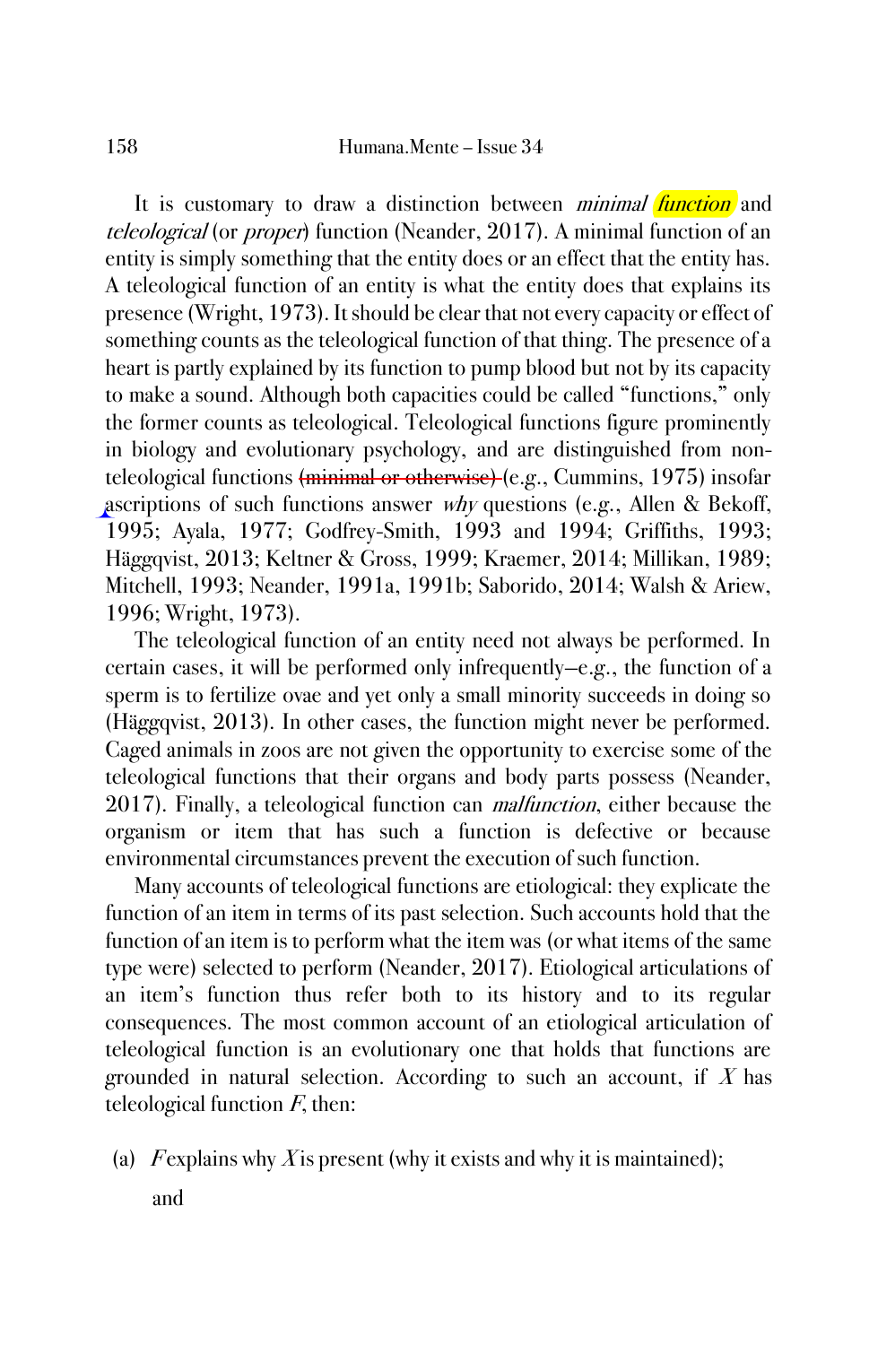It is customary to draw a distinction between *minimal function* and *teleological* (or *proper*) function (Neander, 2017). A minimal function of an entity is simply something that the entity does or an effect that the entity has. A teleological function of an entity is what the entity does that explains its presence (Wright, 1973). It should be clear that not every capacity or effect of something counts as the teleological function of that thing. The presence of a heart is partly explained by its function to pump blood but not by its capacity to make a sound. Although both capacities could be called "functions," only the former counts as teleological. Teleological functions figure prominently in biology and evolutionary psychology, and are distinguished from non-teleological functions ~~(minimal or otherwise)~~ (e.g., Cummins, 1975) insofar ascriptions of such functions answer *why* questions (e.g., Allen & Bekoff, 1995; Ayala, 1977; Godfrey-Smith, 1993 and 1994; Griffiths, 1993; Häggqvist, 2013; Keltner & Gross, 1999; Kraemer, 2014; Millikan, 1989; Mitchell, 1993; Neander, 1991a, 1991b; Saborido, 2014; Walsh & Ariew, 1996; Wright, 1973).

The teleological function of an entity need not always be performed. In certain cases, it will be performed only infrequently–e.g., the function of a sperm is to fertilize ovae and yet only a small minority succeeds in doing so (Häggqvist, 2013). In other cases, the function might never be performed. Caged animals in zoos are not given the opportunity to exercise some of the teleological functions that their organs and body parts possess (Neander, 2017). Finally, a teleological function can *malfunction*, either because the organism or item that has such a function is defective or because environmental circumstances prevent the execution of such function.

Many accounts of teleological functions are etiological: they explicate the function of an item in terms of its past selection. Such accounts hold that the function of an item is to perform what the item was (or what items of the same type were) selected to perform (Neander, 2017). Etiological articulations of an item's function thus refer both to its history and to its regular consequences. The most common account of an etiological articulation of teleological function is an evolutionary one that holds that functions are grounded in natural selection. According to such an account, if $X$ has teleological function $F$, then:

(a) $F$ explains why $X$ is present (why it exists and why it is maintained); and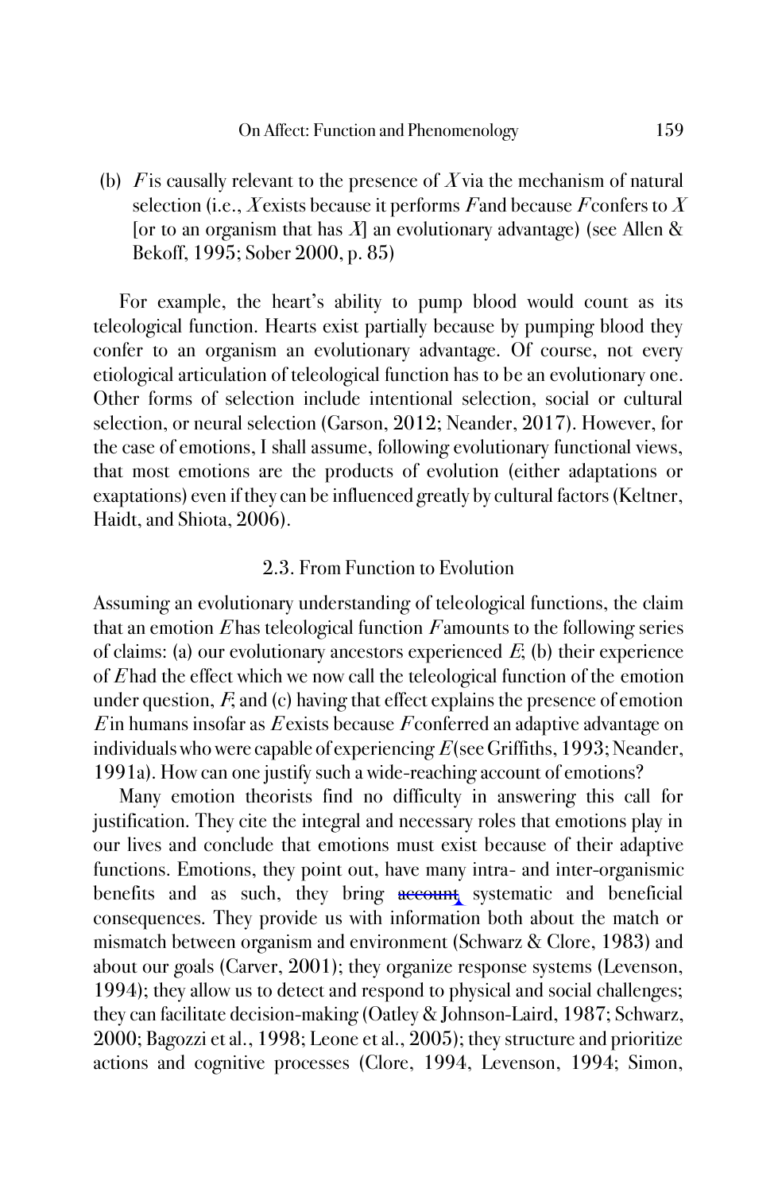(b) $F$ is causally relevant to the presence of $X$ via the mechanism of natural selection (i.e., $X$ exists because it performs $F$ and because $F$ confers to $X$ [or to an organism that has $X$] an evolutionary advantage) (see Allen & Bekoff, 1995; Sober 2000, p. 85)

For example, the heart's ability to pump blood would count as its teleological function. Hearts exist partially because by pumping blood they confer to an organism an evolutionary advantage. Of course, not every etiological articulation of teleological function has to be an evolutionary one. Other forms of selection include intentional selection, social or cultural selection, or neural selection (Garson, 2012; Neander, 2017). However, for the case of emotions, I shall assume, following evolutionary functional views, that most emotions are the products of evolution (either adaptations or exaptations) even if they can be influenced greatly by cultural factors (Keltner, Haidt, and Shiota, 2006).

### 2.3. From Function to Evolution

Assuming an evolutionary understanding of teleological functions, the claim that an emotion $E$ has teleological function $F$ amounts to the following series of claims: (a) our evolutionary ancestors experienced $E$; (b) their experience of $E$ had the effect which we now call the teleological function of the emotion under question, $F$; and (c) having that effect explains the presence of emotion $E$ in humans insofar as $E$ exists because $F$ conferred an adaptive advantage on individuals who were capable of experiencing $E$ (see Griffiths, 1993; Neander, 1991a). How can one justify such a wide-reaching account of emotions?

Many emotion theorists find no difficulty in answering this call for justification. They cite the integral and necessary roles that emotions play in our lives and conclude that emotions must exist because of their adaptive functions. Emotions, they point out, have many intra- and inter-organismic benefits and as such, they bring ~~account~~ systematic and beneficial consequences. They provide us with information both about the match or mismatch between organism and environment (Schwarz & Clore, 1983) and about our goals (Carver, 2001); they organize response systems (Levenson, 1994); they allow us to detect and respond to physical and social challenges; they can facilitate decision-making (Oatley & Johnson-Laird, 1987; Schwarz, 2000; Bagozzi et al., 1998; Leone et al., 2005); they structure and prioritize actions and cognitive processes (Clore, 1994, Levenson, 1994; Simon,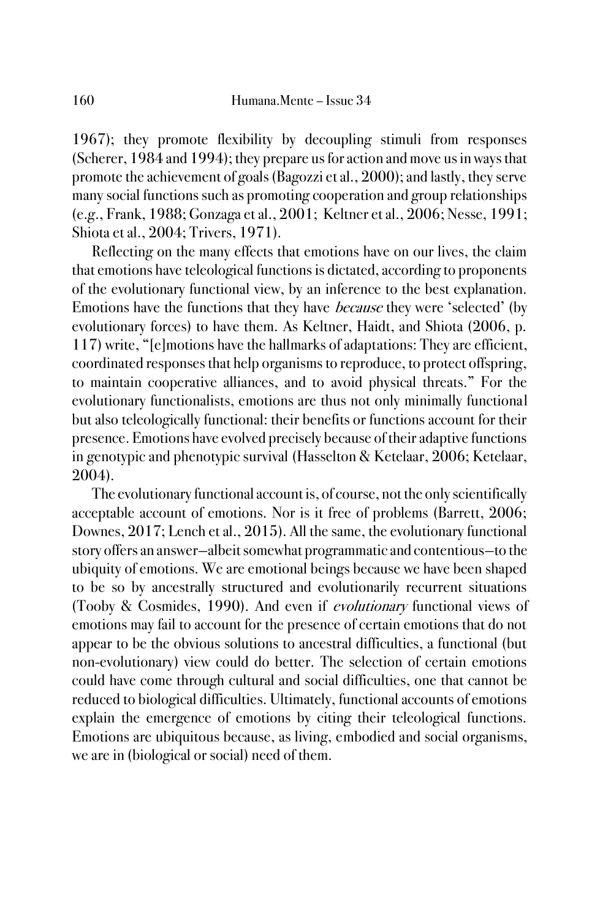1967); they promote flexibility by decoupling stimuli from responses (Scherer, 1984 and 1994); they prepare us for action and move us in ways that promote the achievement of goals (Bagozzi et al., 2000); and lastly, they serve many social functions such as promoting cooperation and group relationships (e.g., Frank, 1988; Gonzaga et al., 2001; Keltner et al., 2006; Nesse, 1991; Shiota et al., 2004; Trivers, 1971).

Reflecting on the many effects that emotions have on our lives, the claim that emotions have teleological functions is dictated, according to proponents of the evolutionary functional view, by an inference to the best explanation. Emotions have the functions that they have *because* they were 'selected' (by evolutionary forces) to have them. As Keltner, Haidt, and Shiota (2006, p. 117) write, "[e]motions have the hallmarks of adaptations: They are efficient, coordinated responses that help organisms to reproduce, to protect offspring, to maintain cooperative alliances, and to avoid physical threats." For the evolutionary functionalists, emotions are thus not only minimally functional but also teleologically functional: their benefits or functions account for their presence. Emotions have evolved precisely because of their adaptive functions in genotypic and phenotypic survival (Hasselton & Ketelaar, 2006; Ketelaar, 2004).

The evolutionary functional account is, of course, not the only scientifically acceptable account of emotions. Nor is it free of problems (Barrett, 2006; Downes, 2017; Lench et al., 2015). All the same, the evolutionary functional story offers an answer—albeit somewhat programmatic and contentious—to the ubiquity of emotions. We are emotional beings because we have been shaped to be so by ancestrally structured and evolutionarily recurrent situations (Tooby & Cosmides, 1990). And even if *evolutionary* functional views of emotions may fail to account for the presence of certain emotions that do not appear to be the obvious solutions to ancestral difficulties, a functional (but non-evolutionary) view could do better. The selection of certain emotions could have come through cultural and social difficulties, one that cannot be reduced to biological difficulties. Ultimately, functional accounts of emotions explain the emergence of emotions by citing their teleological functions. Emotions are ubiquitous because, as living, embodied and social organisms, we are in (biological or social) need of them.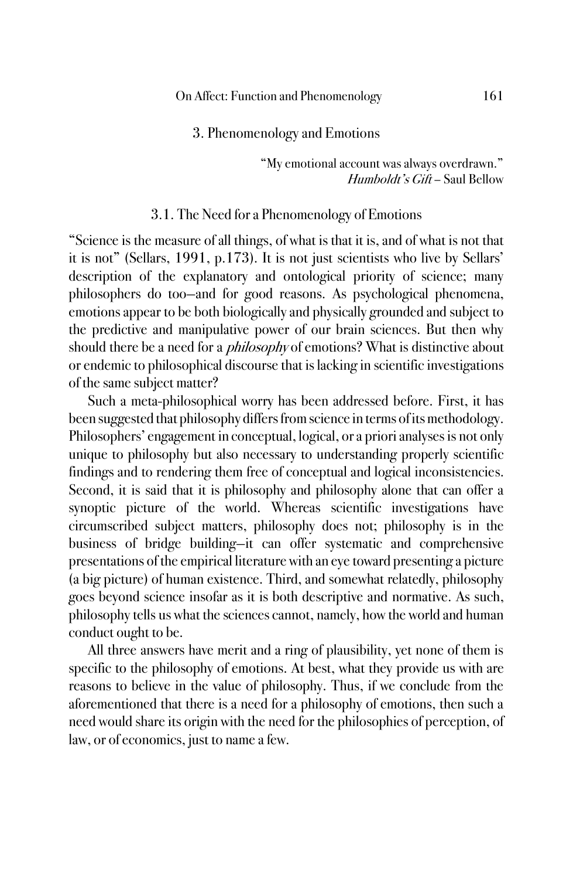## 3. Phenomenology and Emotions

> "My emotional account was always overdrawn."
> *Humboldt's Gift* – Saul Bellow

### 3.1. The Need for a Phenomenology of Emotions

"Science is the measure of all things, of what is that it is, and of what is not that it is not" (Sellars, 1991, p.173). It is not just scientists who live by Sellars' description of the explanatory and ontological priority of science; many philosophers do too—and for good reasons. As psychological phenomena, emotions appear to be both biologically and physically grounded and subject to the predictive and manipulative power of our brain sciences. But then why should there be a need for a *philosophy* of emotions? What is distinctive about or endemic to philosophical discourse that is lacking in scientific investigations of the same subject matter?

Such a meta-philosophical worry has been addressed before. First, it has been suggested that philosophy differs from science in terms of its methodology. Philosophers' engagement in conceptual, logical, or a priori analyses is not only unique to philosophy but also necessary to understanding properly scientific findings and to rendering them free of conceptual and logical inconsistencies. Second, it is said that it is philosophy and philosophy alone that can offer a synoptic picture of the world. Whereas scientific investigations have circumscribed subject matters, philosophy does not; philosophy is in the business of bridge building—it can offer systematic and comprehensive presentations of the empirical literature with an eye toward presenting a picture (a big picture) of human existence. Third, and somewhat relatedly, philosophy goes beyond science insofar as it is both descriptive and normative. As such, philosophy tells us what the sciences cannot, namely, how the world and human conduct ought to be.

All three answers have merit and a ring of plausibility, yet none of them is specific to the philosophy of emotions. At best, what they provide us with are reasons to believe in the value of philosophy. Thus, if we conclude from the aforementioned that there is a need for a philosophy of emotions, then such a need would share its origin with the need for the philosophies of perception, of law, or of economics, just to name a few.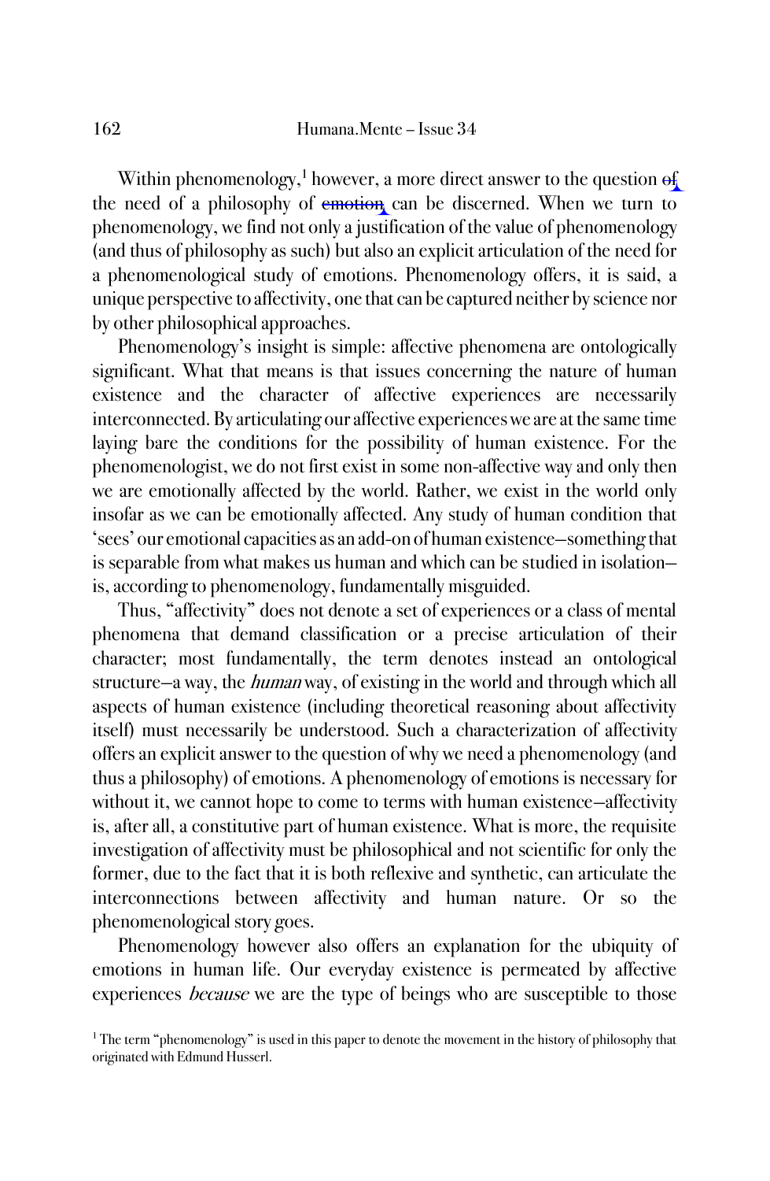Within phenomenology,[1] however, a more direct answer to the question ~~of~~ the need of a philosophy of ~~emotion~~ can be discerned. When we turn to phenomenology, we find not only a justification of the value of phenomenology (and thus of philosophy as such) but also an explicit articulation of the need for a phenomenological study of emotions. Phenomenology offers, it is said, a unique perspective to affectivity, one that can be captured neither by science nor by other philosophical approaches.

Phenomenology's insight is simple: affective phenomena are ontologically significant. What that means is that issues concerning the nature of human existence and the character of affective experiences are necessarily interconnected. By articulating our affective experiences we are at the same time laying bare the conditions for the possibility of human existence. For the phenomenologist, we do not first exist in some non-affective way and only then we are emotionally affected by the world. Rather, we exist in the world only insofar as we can be emotionally affected. Any study of human condition that 'sees' our emotional capacities as an add-on of human existence—something that is separable from what makes us human and which can be studied in isolation—is, according to phenomenology, fundamentally misguided.

Thus, "affectivity" does not denote a set of experiences or a class of mental phenomena that demand classification or a precise articulation of their character; most fundamentally, the term denotes instead an ontological structure—a way, the *human* way, of existing in the world and through which all aspects of human existence (including theoretical reasoning about affectivity itself) must necessarily be understood. Such a characterization of affectivity offers an explicit answer to the question of why we need a phenomenology (and thus a philosophy) of emotions. A phenomenology of emotions is necessary for without it, we cannot hope to come to terms with human existence—affectivity is, after all, a constitutive part of human existence. What is more, the requisite investigation of affectivity must be philosophical and not scientific for only the former, due to the fact that it is both reflexive and synthetic, can articulate the interconnections between affectivity and human nature. Or so the phenomenological story goes.

Phenomenology however also offers an explanation for the ubiquity of emotions in human life. Our everyday existence is permeated by affective experiences *because* we are the type of beings who are susceptible to those

[1] The term "phenomenology" is used in this paper to denote the movement in the history of philosophy that originated with Edmund Husserl.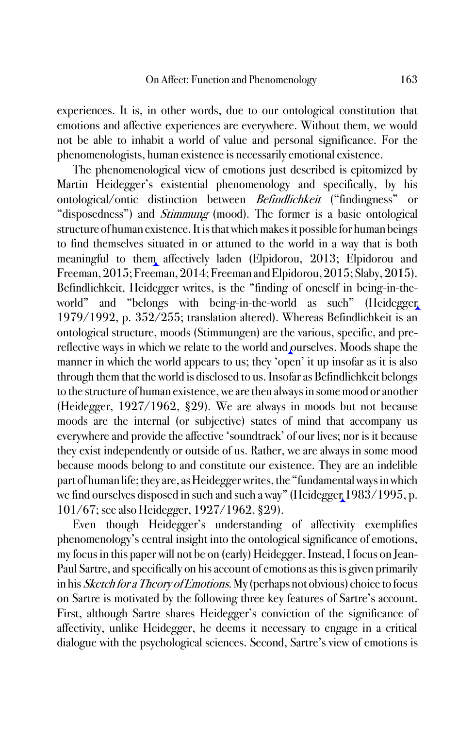experiences. It is, in other words, due to our ontological constitution that emotions and affective experiences are everywhere. Without them, we would not be able to inhabit a world of value and personal significance. For the phenomenologists, human existence is necessarily emotional existence.

The phenomenological view of emotions just described is epitomized by Martin Heidegger's existential phenomenology and specifically, by his ontological/ontic distinction between *Befindlichkeit* ("findingness" or "disposedness") and *Stimmung* (mood). The former is a basic ontological structure of human existence. It is that which makes it possible for human beings to find themselves situated in or attuned to the world in a way that is both meaningful to them affectively laden (Elpidorou, 2013; Elpidorou and Freeman, 2015; Freeman, 2014; Freeman and Elpidorou, 2015; Slaby, 2015). Befindlichkeit, Heidegger writes, is the "finding of oneself in being-in-the-world" and "belongs with being-in-the-world as such" (Heidegger 1979/1992, p. 352/255; translation altered). Whereas Befindlichkeit is an ontological structure, moods (Stimmungen) are the various, specific, and pre-reflective ways in which we relate to the world and ourselves. Moods shape the manner in which the world appears to us; they 'open' it up insofar as it is also through them that the world is disclosed to us. Insofar as Befindlichkeit belongs to the structure of human existence, we are then always in some mood or another (Heidegger, 1927/1962, §29). We are always in moods but not because moods are the internal (or subjective) states of mind that accompany us everywhere and provide the affective 'soundtrack' of our lives; nor is it because they exist independently or outside of us. Rather, we are always in some mood because moods belong to and constitute our existence. They are an indelible part of human life; they are, as Heidegger writes, the "fundamental ways in which we find ourselves disposed in such and such a way" (Heidegger 1983/1995, p. 101/67; see also Heidegger, 1927/1962, §29).

Even though Heidegger's understanding of affectivity exemplifies phenomenology's central insight into the ontological significance of emotions, my focus in this paper will not be on (early) Heidegger. Instead, I focus on Jean-Paul Sartre, and specifically on his account of emotions as this is given primarily in his *Sketch for a Theory of Emotions*. My (perhaps not obvious) choice to focus on Sartre is motivated by the following three key features of Sartre's account. First, although Sartre shares Heidegger's conviction of the significance of affectivity, unlike Heidegger, he deems it necessary to engage in a critical dialogue with the psychological sciences. Second, Sartre's view of emotions is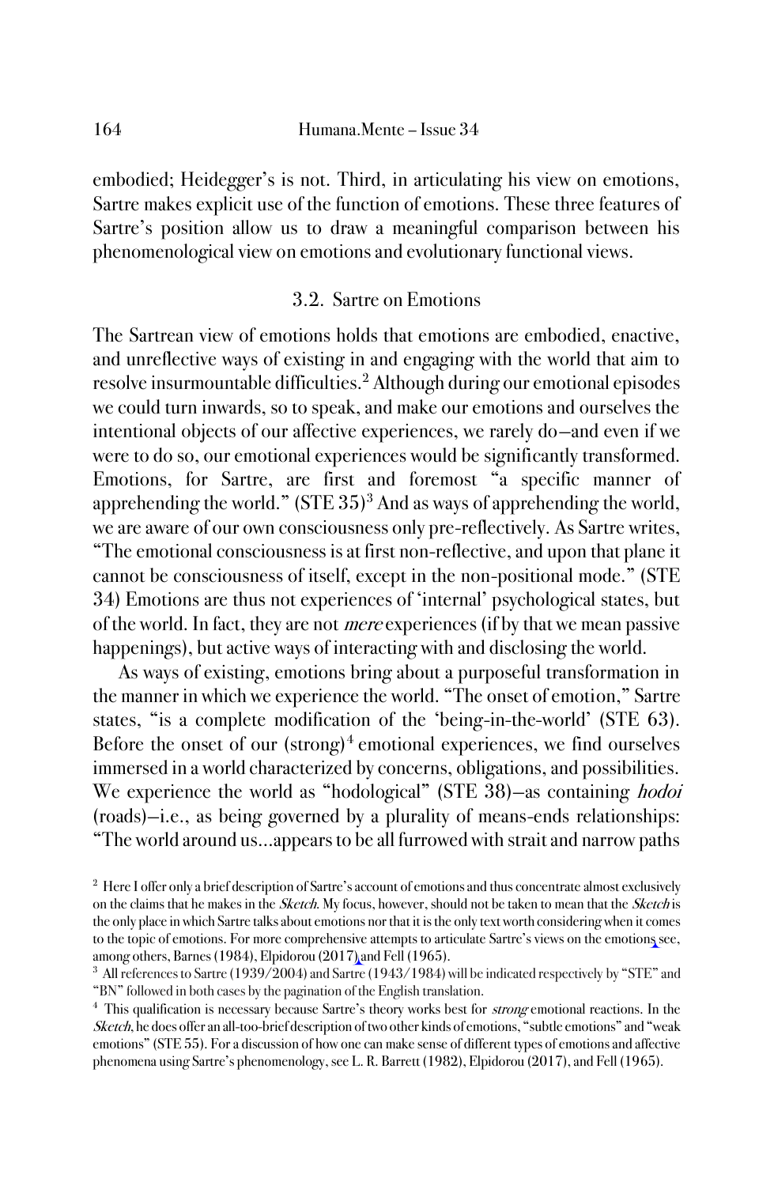embodied; Heidegger's is not. Third, in articulating his view on emotions, Sartre makes explicit use of the function of emotions. These three features of Sartre's position allow us to draw a meaningful comparison between his phenomenological view on emotions and evolutionary functional views.

### 3.2. Sartre on Emotions

The Sartrean view of emotions holds that emotions are embodied, enactive, and unreflective ways of existing in and engaging with the world that aim to resolve insurmountable difficulties.[2] Although during our emotional episodes we could turn inwards, so to speak, and make our emotions and ourselves the intentional objects of our affective experiences, we rarely do—and even if we were to do so, our emotional experiences would be significantly transformed. Emotions, for Sartre, are first and foremost "a specific manner of apprehending the world." (STE 35)[3] And as ways of apprehending the world, we are aware of our own consciousness only pre-reflectively. As Sartre writes, "The emotional consciousness is at first non-reflective, and upon that plane it cannot be consciousness of itself, except in the non-positional mode." (STE 34) Emotions are thus not experiences of 'internal' psychological states, but of the world. In fact, they are not *mere* experiences (if by that we mean passive happenings), but active ways of interacting with and disclosing the world.

As ways of existing, emotions bring about a purposeful transformation in the manner in which we experience the world. "The onset of emotion," Sartre states, "is a complete modification of the 'being-in-the-world' (STE 63). Before the onset of our (strong)[4] emotional experiences, we find ourselves immersed in a world characterized by concerns, obligations, and possibilities. We experience the world as "hodological" (STE 38)—as containing *hodoi* (roads)—i.e., as being governed by a plurality of means-ends relationships: "The world around us...appears to be all furrowed with strait and narrow paths

[2] Here I offer only a brief description of Sartre's account of emotions and thus concentrate almost exclusively on the claims that he makes in the *Sketch*. My focus, however, should not be taken to mean that the *Sketch* is the only place in which Sartre talks about emotions nor that it is the only text worth considering when it comes to the topic of emotions. For more comprehensive attempts to articulate Sartre's views on the emotions see, among others, Barnes (1984), Elpidorou (2017) and Fell (1965).

[3] All references to Sartre (1939/2004) and Sartre (1943/1984) will be indicated respectively by "STE" and "BN" followed in both cases by the pagination of the English translation.

[4] This qualification is necessary because Sartre's theory works best for *strong* emotional reactions. In the *Sketch*, he does offer an all-too-brief description of two other kinds of emotions, "subtle emotions" and "weak emotions" (STE 55). For a discussion of how one can make sense of different types of emotions and affective phenomena using Sartre's phenomenology, see L. R. Barrett (1982), Elpidorou (2017), and Fell (1965).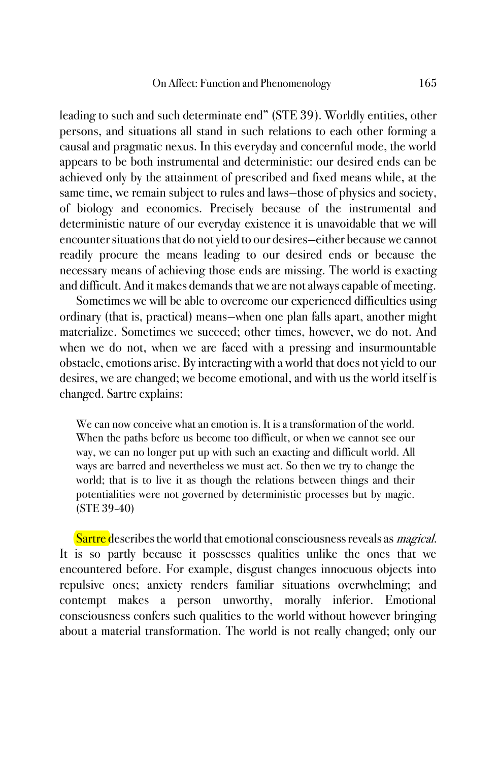leading to such and such determinate end" (STE 39). Worldly entities, other persons, and situations all stand in such relations to each other forming a causal and pragmatic nexus. In this everyday and concernful mode, the world appears to be both instrumental and deterministic: our desired ends can be achieved only by the attainment of prescribed and fixed means while, at the same time, we remain subject to rules and laws—those of physics and society, of biology and economics. Precisely because of the instrumental and deterministic nature of our everyday existence it is unavoidable that we will encounter situations that do not yield to our desires—either because we cannot readily procure the means leading to our desired ends or because the necessary means of achieving those ends are missing. The world is exacting and difficult. And it makes demands that we are not always capable of meeting.

Sometimes we will be able to overcome our experienced difficulties using ordinary (that is, practical) means—when one plan falls apart, another might materialize. Sometimes we succeed; other times, however, we do not. And when we do not, when we are faced with a pressing and insurmountable obstacle, emotions arise. By interacting with a world that does not yield to our desires, we are changed; we become emotional, and with us the world itself is changed. Sartre explains:

> We can now conceive what an emotion is. It is a transformation of the world. When the paths before us become too difficult, or when we cannot see our way, we can no longer put up with such an exacting and difficult world. All ways are barred and nevertheless we must act. So then we try to change the world; that is to live it as though the relations between things and their potentialities were not governed by deterministic processes but by magic. (STE 39-40)

Sartre describes the world that emotional consciousness reveals as *magical*. It is so partly because it possesses qualities unlike the ones that we encountered before. For example, disgust changes innocuous objects into repulsive ones; anxiety renders familiar situations overwhelming; and contempt makes a person unworthy, morally inferior. Emotional consciousness confers such qualities to the world without however bringing about a material transformation. The world is not really changed; only our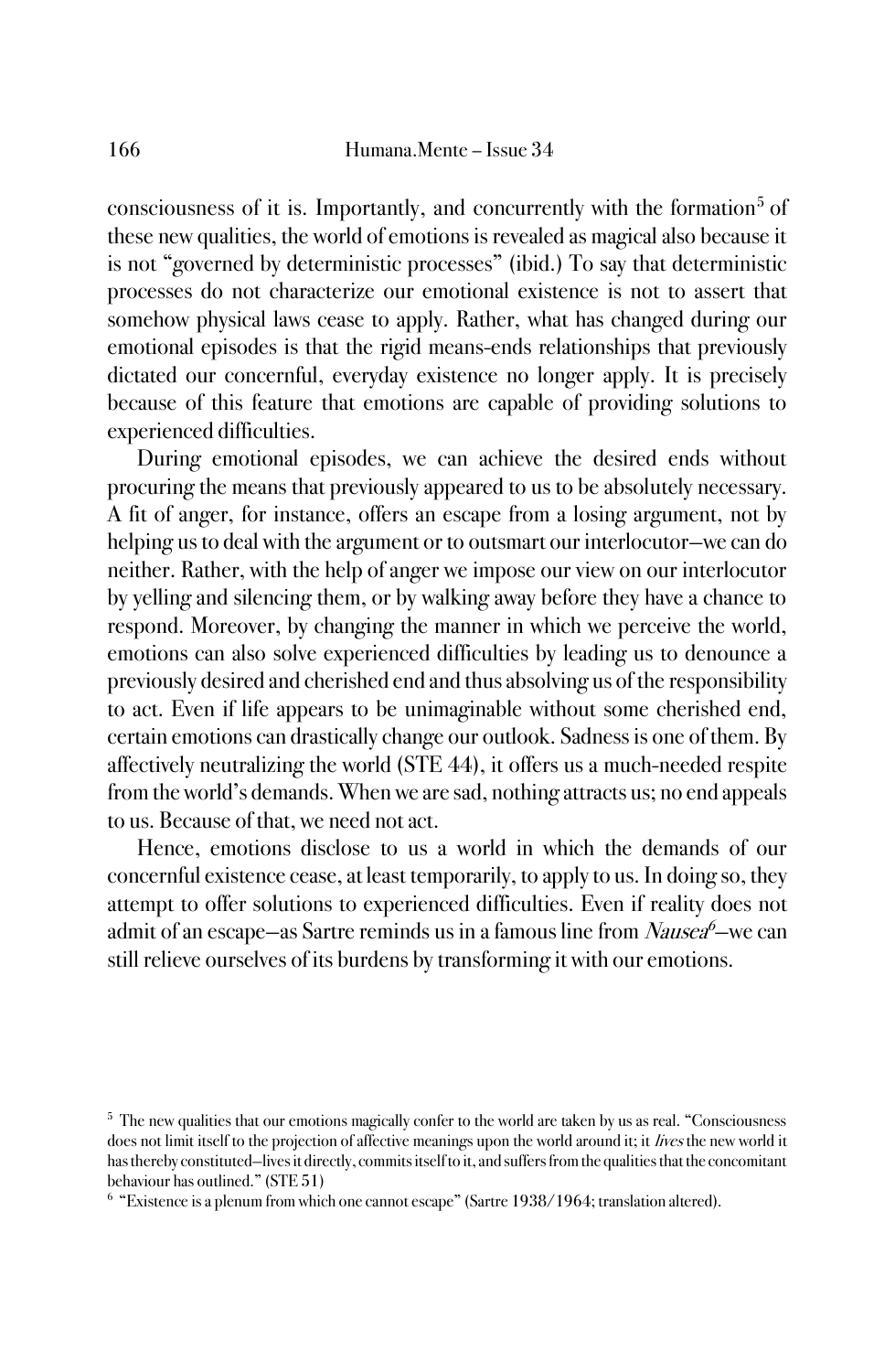consciousness of it is. Importantly, and concurrently with the formation[5] of these new qualities, the world of emotions is revealed as magical also because it is not "governed by deterministic processes" (ibid.) To say that deterministic processes do not characterize our emotional existence is not to assert that somehow physical laws cease to apply. Rather, what has changed during our emotional episodes is that the rigid means-ends relationships that previously dictated our concernful, everyday existence no longer apply. It is precisely because of this feature that emotions are capable of providing solutions to experienced difficulties.

During emotional episodes, we can achieve the desired ends without procuring the means that previously appeared to us to be absolutely necessary. A fit of anger, for instance, offers an escape from a losing argument, not by helping us to deal with the argument or to outsmart our interlocutor—we can do neither. Rather, with the help of anger we impose our view on our interlocutor by yelling and silencing them, or by walking away before they have a chance to respond. Moreover, by changing the manner in which we perceive the world, emotions can also solve experienced difficulties by leading us to denounce a previously desired and cherished end and thus absolving us of the responsibility to act. Even if life appears to be unimaginable without some cherished end, certain emotions can drastically change our outlook. Sadness is one of them. By affectively neutralizing the world (STE 44), it offers us a much-needed respite from the world's demands. When we are sad, nothing attracts us; no end appeals to us. Because of that, we need not act.

Hence, emotions disclose to us a world in which the demands of our concernful existence cease, at least temporarily, to apply to us. In doing so, they attempt to offer solutions to experienced difficulties. Even if reality does not admit of an escape—as Sartre reminds us in a famous line from *Nausea*[6]—we can still relieve ourselves of its burdens by transforming it with our emotions.

[5] The new qualities that our emotions magically confer to the world are taken by us as real. "Consciousness does not limit itself to the projection of affective meanings upon the world around it; it *lives* the new world it has thereby constituted—lives it directly, commits itself to it, and suffers from the qualities that the concomitant behaviour has outlined." (STE 51)

[6] "Existence is a plenum from which one cannot escape" (Sartre 1938/1964; translation altered).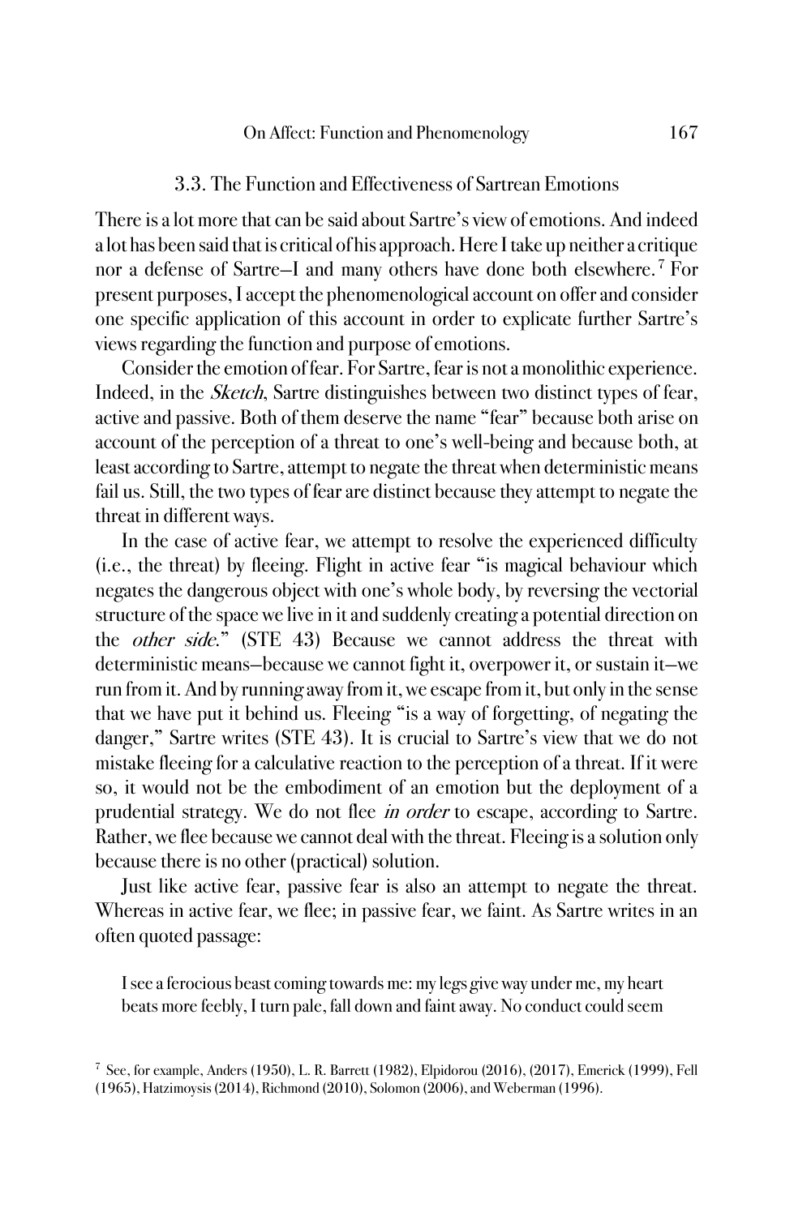### 3.3. The Function and Effectiveness of Sartrean Emotions

There is a lot more that can be said about Sartre's view of emotions. And indeed a lot has been said that is critical of his approach. Here I take up neither a critique nor a defense of Sartre—I and many others have done both elsewhere.[7] For present purposes, I accept the phenomenological account on offer and consider one specific application of this account in order to explicate further Sartre's views regarding the function and purpose of emotions.

Consider the emotion of fear. For Sartre, fear is not a monolithic experience. Indeed, in the *Sketch*, Sartre distinguishes between two distinct types of fear, active and passive. Both of them deserve the name "fear" because both arise on account of the perception of a threat to one's well-being and because both, at least according to Sartre, attempt to negate the threat when deterministic means fail us. Still, the two types of fear are distinct because they attempt to negate the threat in different ways.

In the case of active fear, we attempt to resolve the experienced difficulty (i.e., the threat) by fleeing. Flight in active fear "is magical behaviour which negates the dangerous object with one's whole body, by reversing the vectorial structure of the space we live in it and suddenly creating a potential direction on the *other side*." (STE 43) Because we cannot address the threat with deterministic means—because we cannot fight it, overpower it, or sustain it—we run from it. And by running away from it, we escape from it, but only in the sense that we have put it behind us. Fleeing "is a way of forgetting, of negating the danger," Sartre writes (STE 43). It is crucial to Sartre's view that we do not mistake fleeing for a calculative reaction to the perception of a threat. If it were so, it would not be the embodiment of an emotion but the deployment of a prudential strategy. We do not flee *in order* to escape, according to Sartre. Rather, we flee because we cannot deal with the threat. Fleeing is a solution only because there is no other (practical) solution.

Just like active fear, passive fear is also an attempt to negate the threat. Whereas in active fear, we flee; in passive fear, we faint. As Sartre writes in an often quoted passage:

> I see a ferocious beast coming towards me: my legs give way under me, my heart beats more feebly, I turn pale, fall down and faint away. No conduct could seem

[7] See, for example, Anders (1950), L. R. Barrett (1982), Elpidorou (2016), (2017), Emerick (1999), Fell (1965), Hatzimoysis (2014), Richmond (2010), Solomon (2006), and Weberman (1996).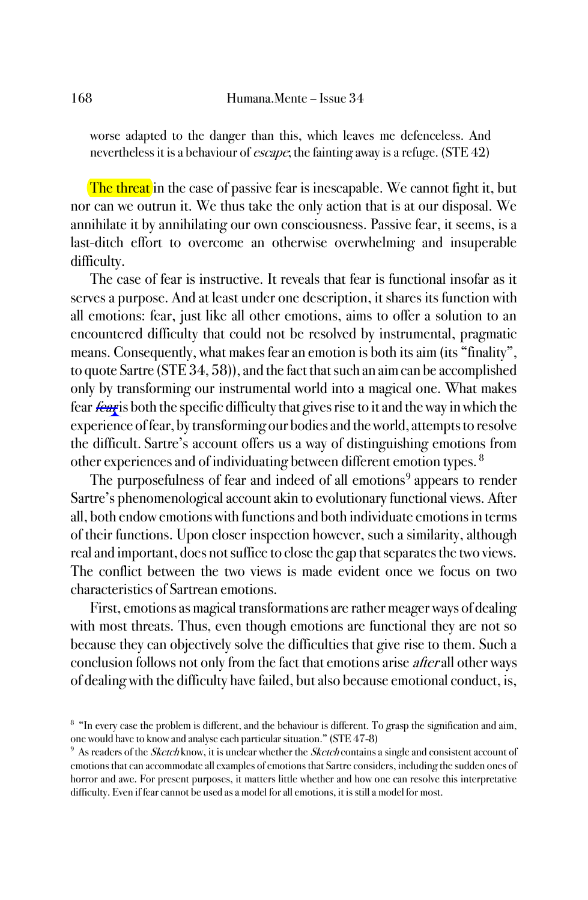worse adapted to the danger than this, which leaves me defenceless. And nevertheless it is a behaviour of *escape*; the fainting away is a refuge. (STE 42)

The threat in the case of passive fear is inescapable. We cannot fight it, but nor can we outrun it. We thus take the only action that is at our disposal. We annihilate it by annihilating our own consciousness. Passive fear, it seems, is a last-ditch effort to overcome an otherwise overwhelming and insuperable difficulty.

The case of fear is instructive. It reveals that fear is functional insofar as it serves a purpose. And at least under one description, it shares its function with all emotions: fear, just like all other emotions, aims to offer a solution to an encountered difficulty that could not be resolved by instrumental, pragmatic means. Consequently, what makes fear an emotion is both its aim (its "finality", to quote Sartre (STE 34, 58)), and the fact that such an aim can be accomplished only by transforming our instrumental world into a magical one. What makes fear ~~*fear*~~ is both the specific difficulty that gives rise to it and the way in which the experience of fear, by transforming our bodies and the world, attempts to resolve the difficult. Sartre's account offers us a way of distinguishing emotions from other experiences and of individuating between different emotion types. [8]

The purposefulness of fear and indeed of all emotions[9] appears to render Sartre's phenomenological account akin to evolutionary functional views. After all, both endow emotions with functions and both individuate emotions in terms of their functions. Upon closer inspection however, such a similarity, although real and important, does not suffice to close the gap that separates the two views. The conflict between the two views is made evident once we focus on two characteristics of Sartrean emotions.

First, emotions as magical transformations are rather meager ways of dealing with most threats. Thus, even though emotions are functional they are not so because they can objectively solve the difficulties that give rise to them. Such a conclusion follows not only from the fact that emotions arise *after* all other ways of dealing with the difficulty have failed, but also because emotional conduct, is,

[8] "In every case the problem is different, and the behaviour is different. To grasp the signification and aim, one would have to know and analyse each particular situation." (STE 47-8)

[9] As readers of the *Sketch* know, it is unclear whether the *Sketch* contains a single and consistent account of emotions that can accommodate all examples of emotions that Sartre considers, including the sudden ones of horror and awe. For present purposes, it matters little whether and how one can resolve this interpretative difficulty. Even if fear cannot be used as a model for all emotions, it is still a model for most.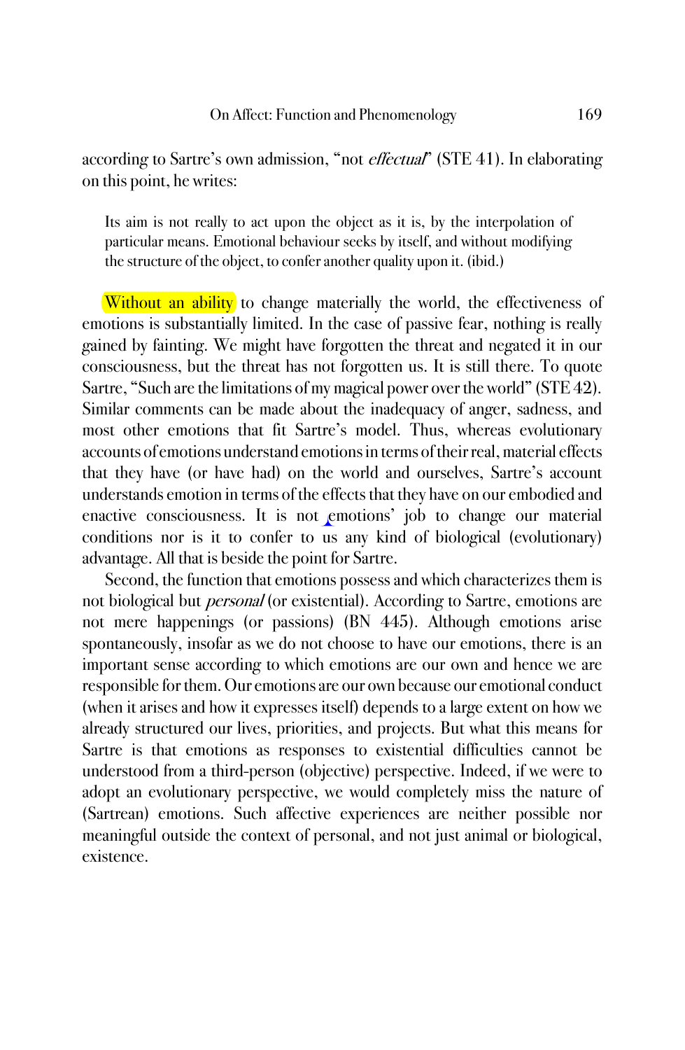according to Sartre's own admission, "not *effectual*" (STE 41). In elaborating on this point, he writes:

> Its aim is not really to act upon the object as it is, by the interpolation of particular means. Emotional behaviour seeks by itself, and without modifying the structure of the object, to confer another quality upon it. (ibid.)

Without an ability to change materially the world, the effectiveness of emotions is substantially limited. In the case of passive fear, nothing is really gained by fainting. We might have forgotten the threat and negated it in our consciousness, but the threat has not forgotten us. It is still there. To quote Sartre, "Such are the limitations of my magical power over the world" (STE 42). Similar comments can be made about the inadequacy of anger, sadness, and most other emotions that fit Sartre's model. Thus, whereas evolutionary accounts of emotions understand emotions in terms of their real, material effects that they have (or have had) on the world and ourselves, Sartre's account understands emotion in terms of the effects that they have on our embodied and enactive consciousness. It is not emotions' job to change our material conditions nor is it to confer to us any kind of biological (evolutionary) advantage. All that is beside the point for Sartre.

Second, the function that emotions possess and which characterizes them is not biological but *personal* (or existential). According to Sartre, emotions are not mere happenings (or passions) (BN 445). Although emotions arise spontaneously, insofar as we do not choose to have our emotions, there is an important sense according to which emotions are our own and hence we are responsible for them. Our emotions are our own because our emotional conduct (when it arises and how it expresses itself) depends to a large extent on how we already structured our lives, priorities, and projects. But what this means for Sartre is that emotions as responses to existential difficulties cannot be understood from a third-person (objective) perspective. Indeed, if we were to adopt an evolutionary perspective, we would completely miss the nature of (Sartrean) emotions. Such affective experiences are neither possible nor meaningful outside the context of personal, and not just animal or biological, existence.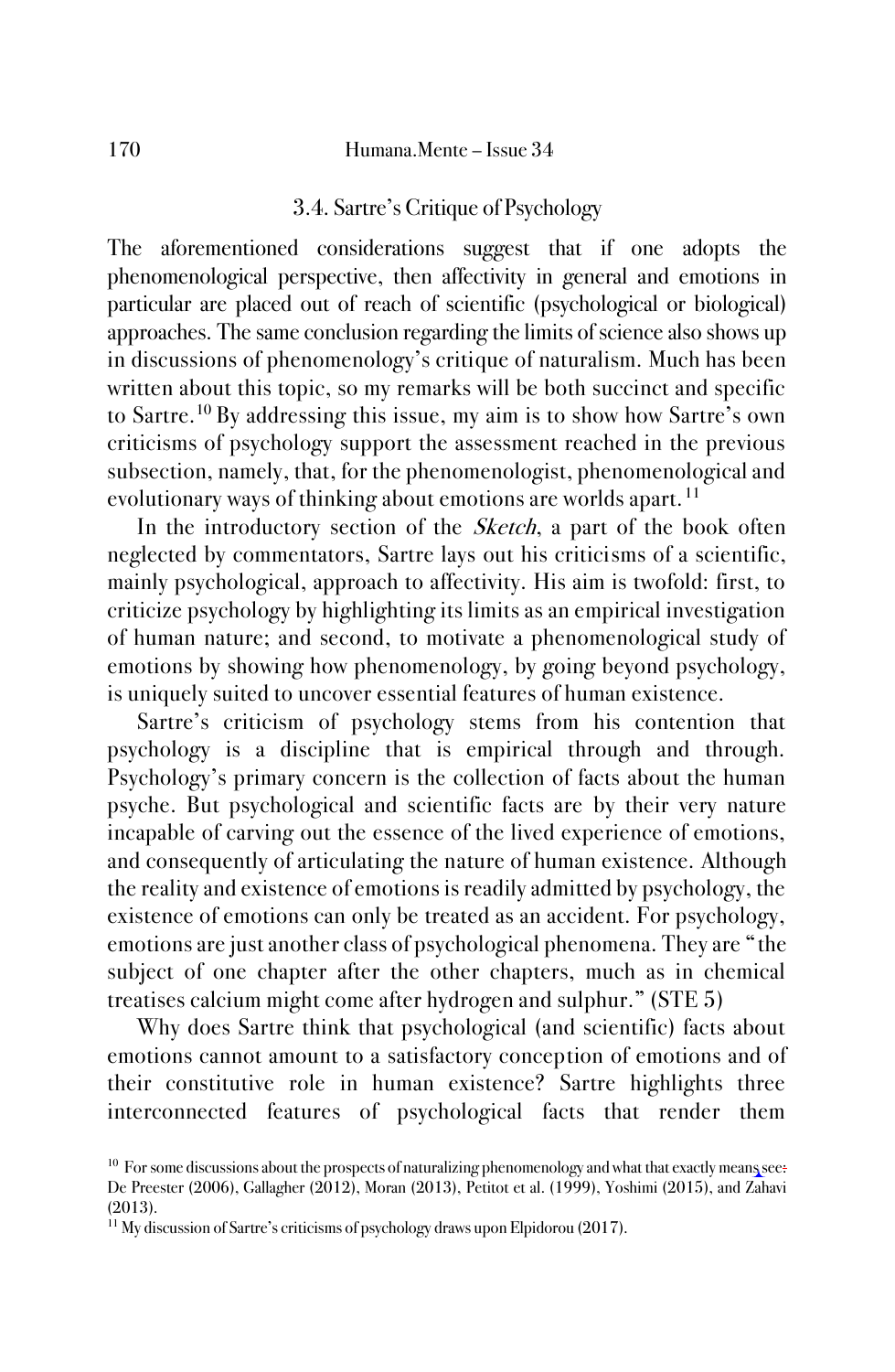### 3.4. Sartre's Critique of Psychology

The aforementioned considerations suggest that if one adopts the phenomenological perspective, then affectivity in general and emotions in particular are placed out of reach of scientific (psychological or biological) approaches. The same conclusion regarding the limits of science also shows up in discussions of phenomenology's critique of naturalism. Much has been written about this topic, so my remarks will be both succinct and specific to Sartre.[10] By addressing this issue, my aim is to show how Sartre's own criticisms of psychology support the assessment reached in the previous subsection, namely, that, for the phenomenologist, phenomenological and evolutionary ways of thinking about emotions are worlds apart.[11]

In the introductory section of the *Sketch*, a part of the book often neglected by commentators, Sartre lays out his criticisms of a scientific, mainly psychological, approach to affectivity. His aim is twofold: first, to criticize psychology by highlighting its limits as an empirical investigation of human nature; and second, to motivate a phenomenological study of emotions by showing how phenomenology, by going beyond psychology, is uniquely suited to uncover essential features of human existence.

Sartre's criticism of psychology stems from his contention that psychology is a discipline that is empirical through and through. Psychology's primary concern is the collection of facts about the human psyche. But psychological and scientific facts are by their very nature incapable of carving out the essence of the lived experience of emotions, and consequently of articulating the nature of human existence. Although the reality and existence of emotions is readily admitted by psychology, the existence of emotions can only be treated as an accident. For psychology, emotions are just another class of psychological phenomena. They are "the subject of one chapter after the other chapters, much as in chemical treatises calcium might come after hydrogen and sulphur." (STE 5)

Why does Sartre think that psychological (and scientific) facts about emotions cannot amount to a satisfactory conception of emotions and of their constitutive role in human existence? Sartre highlights three interconnected features of psychological facts that render them

[10] For some discussions about the prospects of naturalizing phenomenology and what that exactly means see: De Preester (2006), Gallagher (2012), Moran (2013), Petitot et al. (1999), Yoshimi (2015), and Zahavi (2013).

[11] My discussion of Sartre's criticisms of psychology draws upon Elpidorou (2017).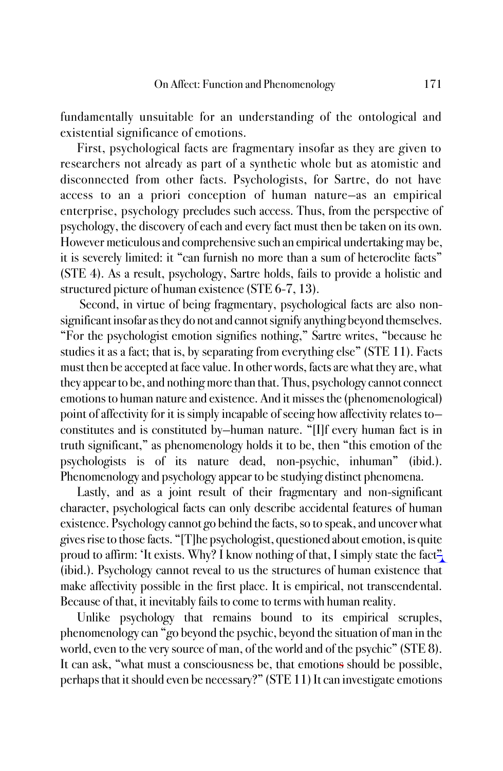fundamentally unsuitable for an understanding of the ontological and existential significance of emotions.

First, psychological facts are fragmentary insofar as they are given to researchers not already as part of a synthetic whole but as atomistic and disconnected from other facts. Psychologists, for Sartre, do not have access to an a priori conception of human nature—as an empirical enterprise, psychology precludes such access. Thus, from the perspective of psychology, the discovery of each and every fact must then be taken on its own. However meticulous and comprehensive such an empirical undertaking may be, it is severely limited: it "can furnish no more than a sum of heteroclite facts" (STE 4). As a result, psychology, Sartre holds, fails to provide a holistic and structured picture of human existence (STE 6-7, 13).

Second, in virtue of being fragmentary, psychological facts are also non-significant insofar as they do not and cannot signify anything beyond themselves. "For the psychologist emotion signifies nothing," Sartre writes, "because he studies it as a fact; that is, by separating from everything else" (STE 11). Facts must then be accepted at face value. In other words, facts are what they are, what they appear to be, and nothing more than that. Thus, psychology cannot connect emotions to human nature and existence. And it misses the (phenomenological) point of affectivity for it is simply incapable of seeing how affectivity relates to—constitutes and is constituted by—human nature. "[I]f every human fact is in truth significant," as phenomenology holds it to be, then "this emotion of the psychologists is of its nature dead, non-psychic, inhuman" (ibid.). Phenomenology and psychology appear to be studying distinct phenomena.

Lastly, and as a joint result of their fragmentary and non-significant character, psychological facts can only describe accidental features of human existence. Psychology cannot go behind the facts, so to speak, and uncover what gives rise to those facts. "[T]he psychologist, questioned about emotion, is quite proud to affirm: 'It exists. Why? I know nothing of that, I simply state the fact'" (ibid.). Psychology cannot reveal to us the structures of human existence that make affectivity possible in the first place. It is empirical, not transcendental. Because of that, it inevitably fails to come to terms with human reality.

Unlike psychology that remains bound to its empirical scruples, phenomenology can "go beyond the psychic, beyond the situation of man in the world, even to the very source of man, of the world and of the psychic" (STE 8). It can ask, "what must a consciousness be, that emotions should be possible, perhaps that it should even be necessary?" (STE 11) It can investigate emotions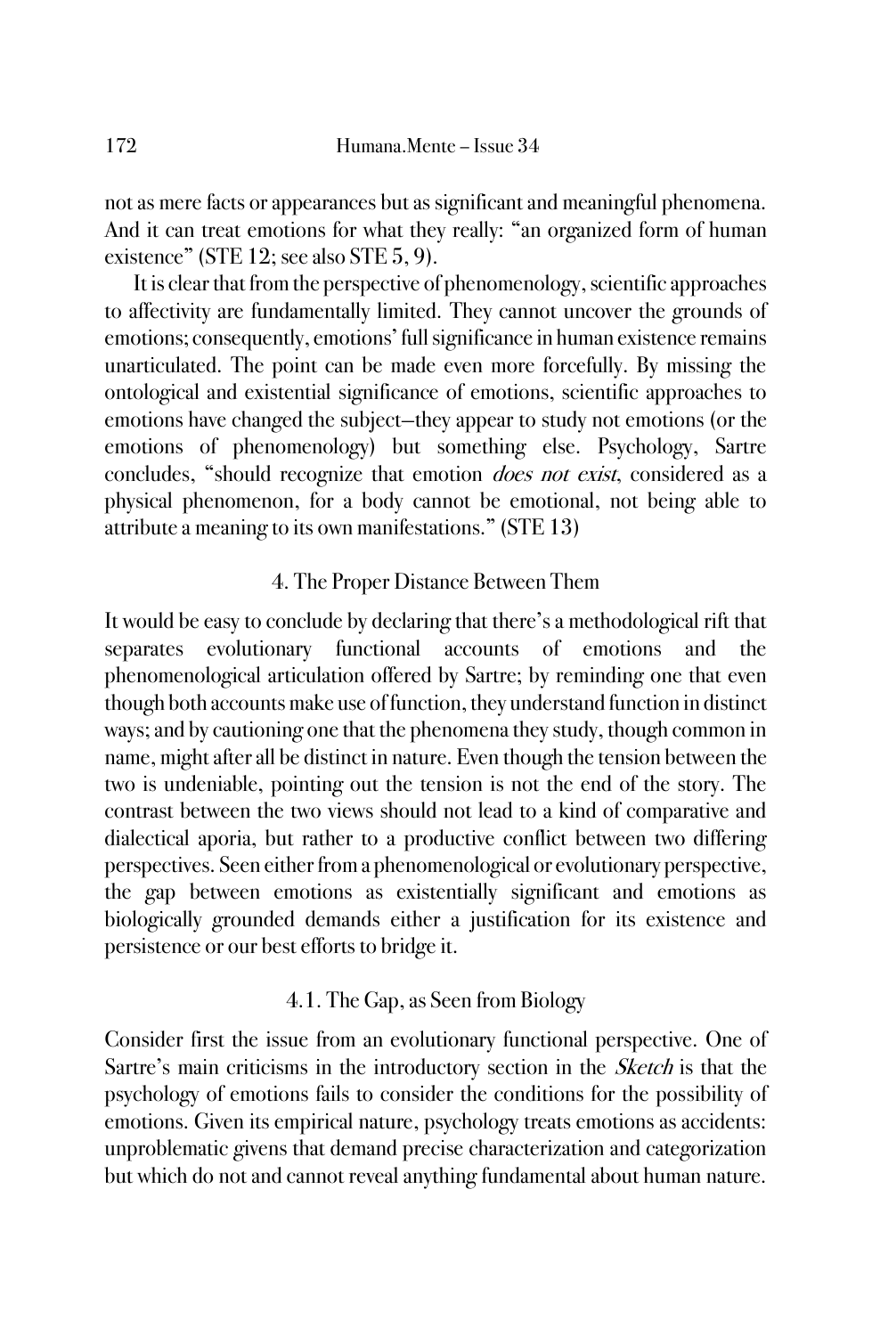not as mere facts or appearances but as significant and meaningful phenomena. And it can treat emotions for what they really: "an organized form of human existence" (STE 12; see also STE 5, 9).

It is clear that from the perspective of phenomenology, scientific approaches to affectivity are fundamentally limited. They cannot uncover the grounds of emotions; consequently, emotions' full significance in human existence remains unarticulated. The point can be made even more forcefully. By missing the ontological and existential significance of emotions, scientific approaches to emotions have changed the subject—they appear to study not emotions (or the emotions of phenomenology) but something else. Psychology, Sartre concludes, "should recognize that emotion *does not exist*, considered as a physical phenomenon, for a body cannot be emotional, not being able to attribute a meaning to its own manifestations." (STE 13)

## 4. The Proper Distance Between Them

It would be easy to conclude by declaring that there's a methodological rift that separates evolutionary functional accounts of emotions and the phenomenological articulation offered by Sartre; by reminding one that even though both accounts make use of function, they understand function in distinct ways; and by cautioning one that the phenomena they study, though common in name, might after all be distinct in nature. Even though the tension between the two is undeniable, pointing out the tension is not the end of the story. The contrast between the two views should not lead to a kind of comparative and dialectical aporia, but rather to a productive conflict between two differing perspectives. Seen either from a phenomenological or evolutionary perspective, the gap between emotions as existentially significant and emotions as biologically grounded demands either a justification for its existence and persistence or our best efforts to bridge it.

### 4.1. The Gap, as Seen from Biology

Consider first the issue from an evolutionary functional perspective. One of Sartre's main criticisms in the introductory section in the *Sketch* is that the psychology of emotions fails to consider the conditions for the possibility of emotions. Given its empirical nature, psychology treats emotions as accidents: unproblematic givens that demand precise characterization and categorization but which do not and cannot reveal anything fundamental about human nature.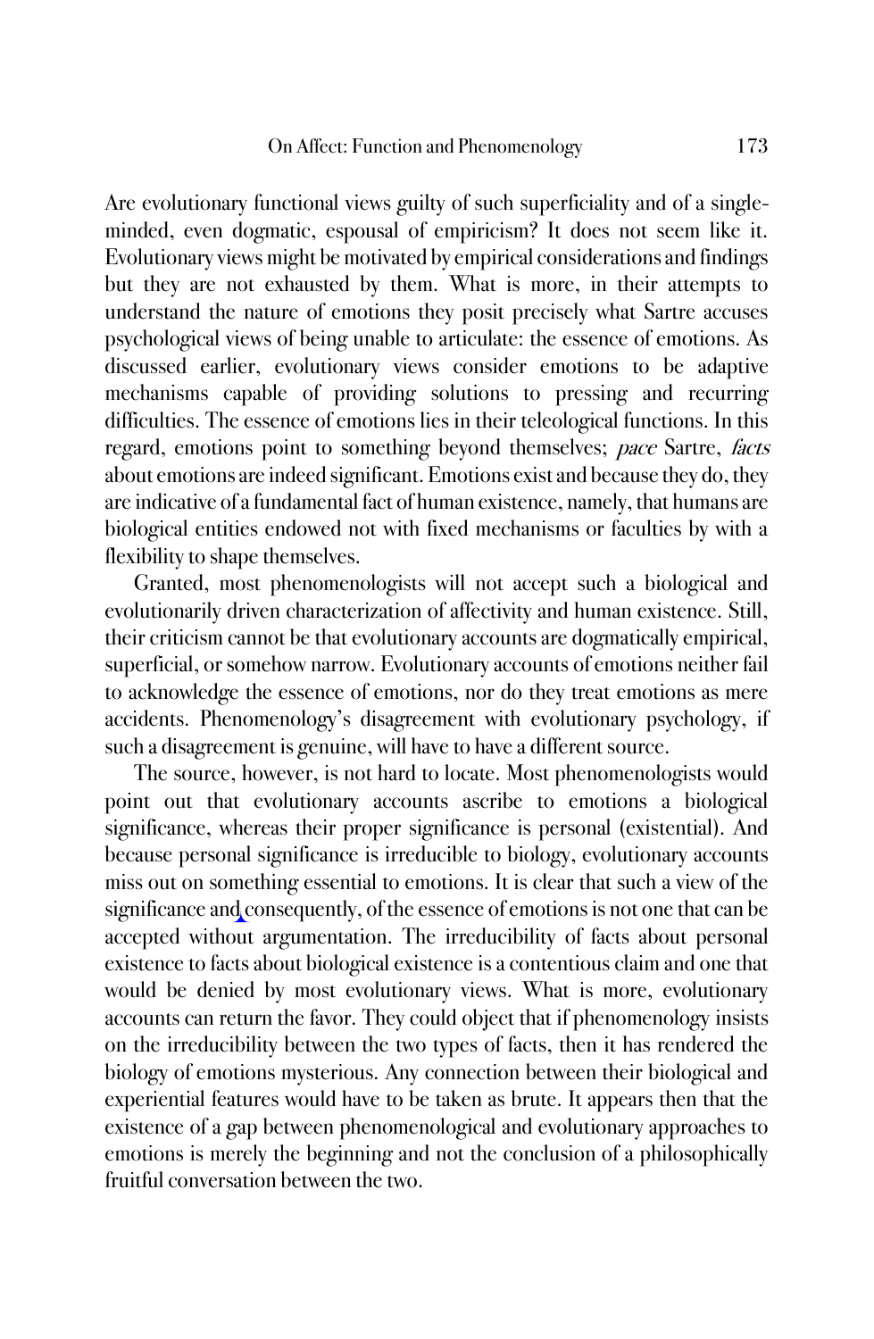Are evolutionary functional views guilty of such superficiality and of a single-minded, even dogmatic, espousal of empiricism? It does not seem like it. Evolutionary views might be motivated by empirical considerations and findings but they are not exhausted by them. What is more, in their attempts to understand the nature of emotions they posit precisely what Sartre accuses psychological views of being unable to articulate: the essence of emotions. As discussed earlier, evolutionary views consider emotions to be adaptive mechanisms capable of providing solutions to pressing and recurring difficulties. The essence of emotions lies in their teleological functions. In this regard, emotions point to something beyond themselves; *pace* Sartre, *facts* about emotions are indeed significant. Emotions exist and because they do, they are indicative of a fundamental fact of human existence, namely, that humans are biological entities endowed not with fixed mechanisms or faculties by with a flexibility to shape themselves.

Granted, most phenomenologists will not accept such a biological and evolutionarily driven characterization of affectivity and human existence. Still, their criticism cannot be that evolutionary accounts are dogmatically empirical, superficial, or somehow narrow. Evolutionary accounts of emotions neither fail to acknowledge the essence of emotions, nor do they treat emotions as mere accidents. Phenomenology's disagreement with evolutionary psychology, if such a disagreement is genuine, will have to have a different source.

The source, however, is not hard to locate. Most phenomenologists would point out that evolutionary accounts ascribe to emotions a biological significance, whereas their proper significance is personal (existential). And because personal significance is irreducible to biology, evolutionary accounts miss out on something essential to emotions. It is clear that such a view of the significance and consequently, of the essence of emotions is not one that can be accepted without argumentation. The irreducibility of facts about personal existence to facts about biological existence is a contentious claim and one that would be denied by most evolutionary views. What is more, evolutionary accounts can return the favor. They could object that if phenomenology insists on the irreducibility between the two types of facts, then it has rendered the biology of emotions mysterious. Any connection between their biological and experiential features would have to be taken as brute. It appears then that the existence of a gap between phenomenological and evolutionary approaches to emotions is merely the beginning and not the conclusion of a philosophically fruitful conversation between the two.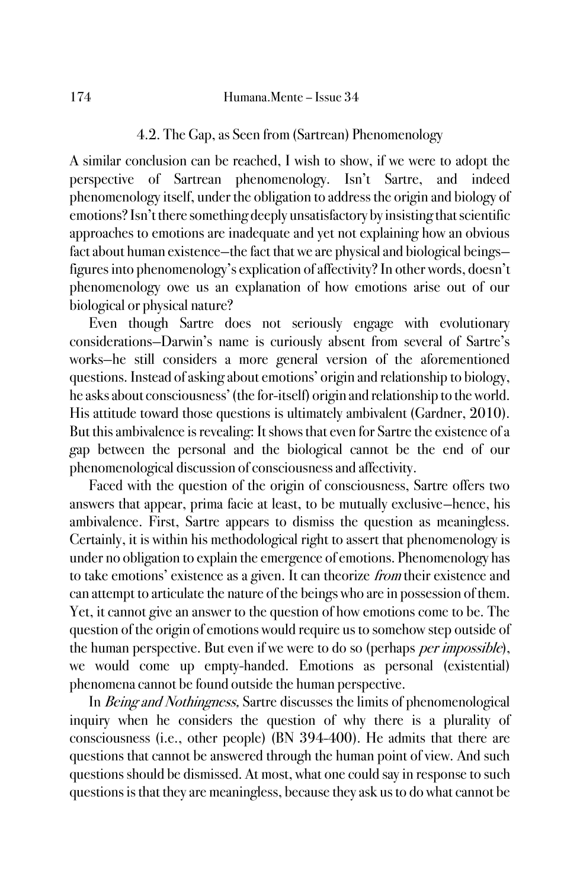### 4.2. The Gap, as Seen from (Sartrean) Phenomenology

A similar conclusion can be reached, I wish to show, if we were to adopt the perspective of Sartrean phenomenology. Isn't Sartre, and indeed phenomenology itself, under the obligation to address the origin and biology of emotions? Isn't there something deeply unsatisfactory by insisting that scientific approaches to emotions are inadequate and yet not explaining how an obvious fact about human existence—the fact that we are physical and biological beings—figures into phenomenology's explication of affectivity? In other words, doesn't phenomenology owe us an explanation of how emotions arise out of our biological or physical nature?

Even though Sartre does not seriously engage with evolutionary considerations—Darwin's name is curiously absent from several of Sartre's works—he still considers a more general version of the aforementioned questions. Instead of asking about emotions' origin and relationship to biology, he asks about consciousness' (the for-itself) origin and relationship to the world. His attitude toward those questions is ultimately ambivalent (Gardner, 2010). But this ambivalence is revealing: It shows that even for Sartre the existence of a gap between the personal and the biological cannot be the end of our phenomenological discussion of consciousness and affectivity.

Faced with the question of the origin of consciousness, Sartre offers two answers that appear, prima facie at least, to be mutually exclusive—hence, his ambivalence. First, Sartre appears to dismiss the question as meaningless. Certainly, it is within his methodological right to assert that phenomenology is under no obligation to explain the emergence of emotions. Phenomenology has to take emotions' existence as a given. It can theorize *from* their existence and can attempt to articulate the nature of the beings who are in possession of them. Yet, it cannot give an answer to the question of how emotions come to be. The question of the origin of emotions would require us to somehow step outside of the human perspective. But even if we were to do so (perhaps *per impossible*), we would come up empty-handed. Emotions as personal (existential) phenomena cannot be found outside the human perspective.

In *Being and Nothingness,* Sartre discusses the limits of phenomenological inquiry when he considers the question of why there is a plurality of consciousness (i.e., other people) (BN 394-400). He admits that there are questions that cannot be answered through the human point of view. And such questions should be dismissed. At most, what one could say in response to such questions is that they are meaningless, because they ask us to do what cannot be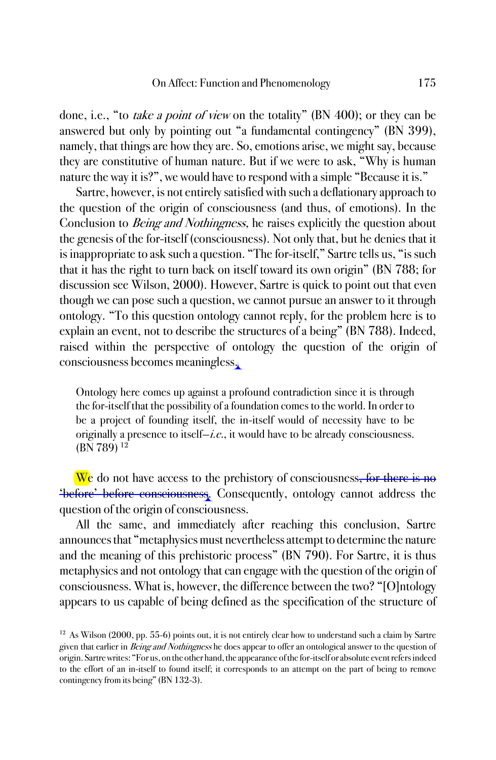done, i.e., "to *take a point of view* on the totality" (BN 400); or they can be answered but only by pointing out "a fundamental contingency" (BN 399), namely, that things are how they are. So, emotions arise, we might say, because they are constitutive of human nature. But if we were to ask, "Why is human nature the way it is?", we would have to respond with a simple "Because it is."

Sartre, however, is not entirely satisfied with such a deflationary approach to the question of the origin of consciousness (and thus, of emotions). In the Conclusion to *Being and Nothingness,* he raises explicitly the question about the genesis of the for-itself (consciousness). Not only that, but he denies that it is inappropriate to ask such a question. "The for-itself," Sartre tells us, "is such that it has the right to turn back on itself toward its own origin" (BN 788; for discussion see Wilson, 2000). However, Sartre is quick to point out that even though we can pose such a question, we cannot pursue an answer to it through ontology. "To this question ontology cannot reply, for the problem here is to explain an event, not to describe the structures of a being" (BN 788). Indeed, raised within the perspective of ontology the question of the origin of consciousness becomes meaningless.

> Ontology here comes up against a profound contradiction since it is through the for-itself that the possibility of a foundation comes to the world. In order to be a project of founding itself, the in-itself would of necessity have to be originally a presence to itself–*i.e.*, it would have to be already consciousness. (BN 789) [12]

We do not have access to the prehistory of consciousness~~, for there is no 'before' before consciousness~~. Consequently, ontology cannot address the question of the origin of consciousness.

All the same, and immediately after reaching this conclusion, Sartre announces that "metaphysics must nevertheless attempt to determine the nature and the meaning of this prehistoric process" (BN 790). For Sartre, it is thus metaphysics and not ontology that can engage with the question of the origin of consciousness. What is, however, the difference between the two? "[O]ntology appears to us capable of being defined as the specification of the structure of

[12] As Wilson (2000, pp. 55-6) points out, it is not entirely clear how to understand such a claim by Sartre given that earlier in *Being and Nothingness* he does appear to offer an ontological answer to the question of origin. Sartre writes: "For us, on the other hand, the appearance of the for-itself or absolute event refers indeed to the effort of an in-itself to found itself; it corresponds to an attempt on the part of being to remove contingency from its being" (BN 132-3).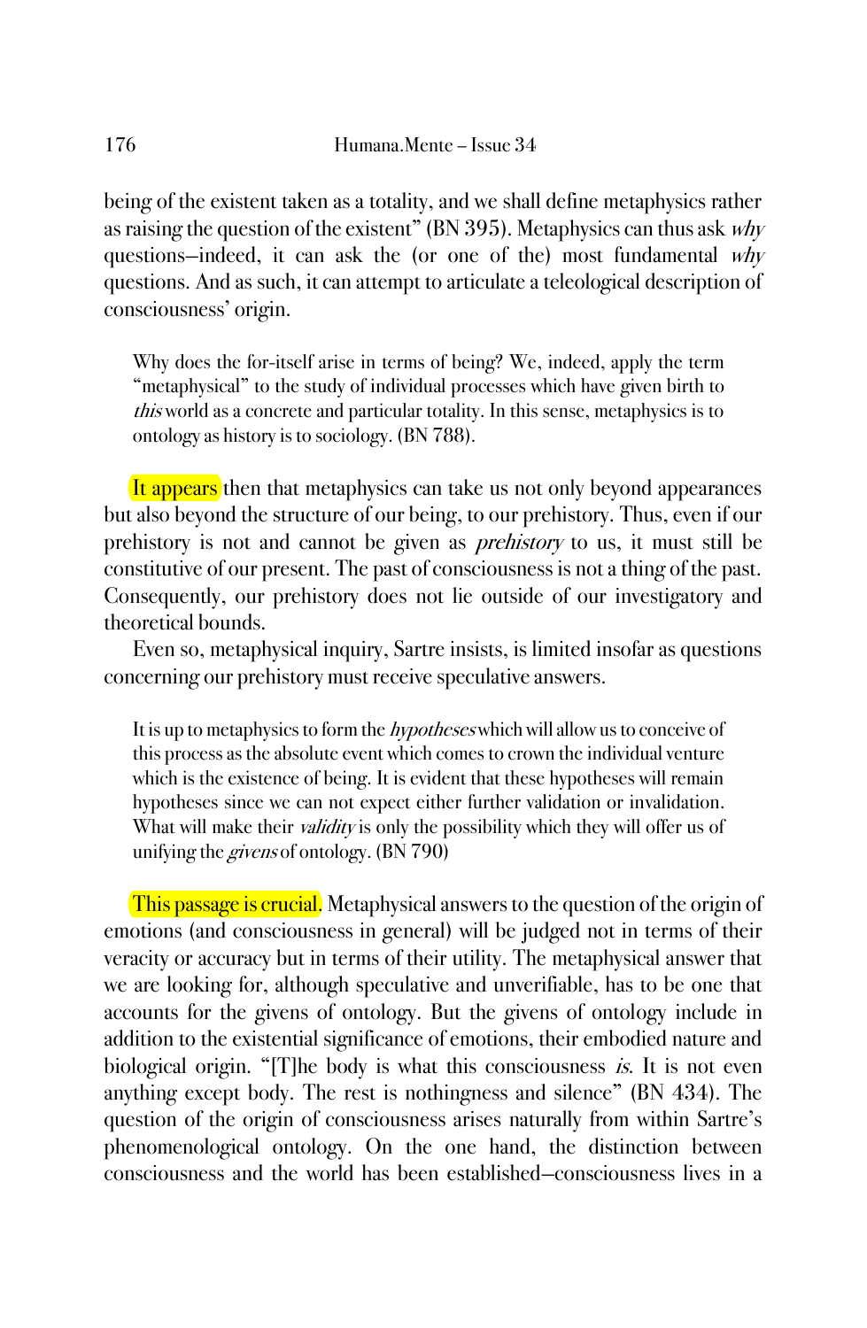being of the existent taken as a totality, and we shall define metaphysics rather as raising the question of the existent" (BN 395). Metaphysics can thus ask *why* questions—indeed, it can ask the (or one of the) most fundamental *why* questions. And as such, it can attempt to articulate a teleological description of consciousness' origin.

> Why does the for-itself arise in terms of being? We, indeed, apply the term "metaphysical" to the study of individual processes which have given birth to *this* world as a concrete and particular totality. In this sense, metaphysics is to ontology as history is to sociology. (BN 788).

It appears then that metaphysics can take us not only beyond appearances but also beyond the structure of our being, to our prehistory. Thus, even if our prehistory is not and cannot be given as *prehistory* to us, it must still be constitutive of our present. The past of consciousness is not a thing of the past. Consequently, our prehistory does not lie outside of our investigatory and theoretical bounds.

Even so, metaphysical inquiry, Sartre insists, is limited insofar as questions concerning our prehistory must receive speculative answers.

> It is up to metaphysics to form the *hypotheses* which will allow us to conceive of this process as the absolute event which comes to crown the individual venture which is the existence of being. It is evident that these hypotheses will remain hypotheses since we can not expect either further validation or invalidation. What will make their *validity* is only the possibility which they will offer us of unifying the *givens* of ontology. (BN 790)

This passage is crucial. Metaphysical answers to the question of the origin of emotions (and consciousness in general) will be judged not in terms of their veracity or accuracy but in terms of their utility. The metaphysical answer that we are looking for, although speculative and unverifiable, has to be one that accounts for the givens of ontology. But the givens of ontology include in addition to the existential significance of emotions, their embodied nature and biological origin. "[T]he body is what this consciousness *is*. It is not even anything except body. The rest is nothingness and silence" (BN 434). The question of the origin of consciousness arises naturally from within Sartre's phenomenological ontology. On the one hand, the distinction between consciousness and the world has been established—consciousness lives in a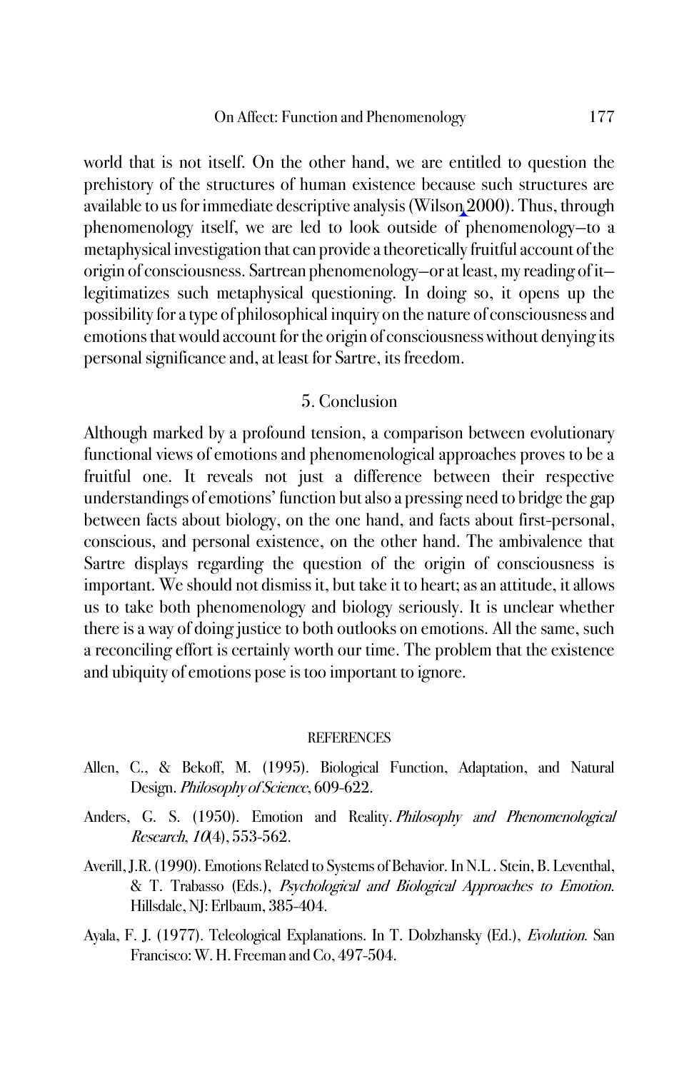world that is not itself. On the other hand, we are entitled to question the prehistory of the structures of human existence because such structures are available to us for immediate descriptive analysis (Wilson 2000). Thus, through phenomenology itself, we are led to look outside of phenomenology—to a metaphysical investigation that can provide a theoretically fruitful account of the origin of consciousness. Sartrean phenomenology—or at least, my reading of it—legitimatizes such metaphysical questioning. In doing so, it opens up the possibility for a type of philosophical inquiry on the nature of consciousness and emotions that would account for the origin of consciousness without denying its personal significance and, at least for Sartre, its freedom.

## 5. Conclusion

Although marked by a profound tension, a comparison between evolutionary functional views of emotions and phenomenological approaches proves to be a fruitful one. It reveals not just a difference between their respective understandings of emotions' function but also a pressing need to bridge the gap between facts about biology, on the one hand, and facts about first-personal, conscious, and personal existence, on the other hand. The ambivalence that Sartre displays regarding the question of the origin of consciousness is important. We should not dismiss it, but take it to heart; as an attitude, it allows us to take both phenomenology and biology seriously. It is unclear whether there is a way of doing justice to both outlooks on emotions. All the same, such a reconciling effort is certainly worth our time. The problem that the existence and ubiquity of emotions pose is too important to ignore.

## REFERENCES

Allen, C., & Bekoff, M. (1995). Biological Function, Adaptation, and Natural Design. *Philosophy of Science*, 609-622.

Anders, G. S. (1950). Emotion and Reality. *Philosophy and Phenomenological Research*, *10*(4), 553-562.

Averill, J.R. (1990). Emotions Related to Systems of Behavior. In N.L . Stein, B. Leventhal, & T. Trabasso (Eds.), *Psychological and Biological Approaches to Emotion*. Hillsdale, NJ: Erlbaum, 385-404.

Ayala, F. J. (1977). Teleological Explanations. In T. Dobzhansky (Ed.), *Evolution*. San Francisco: W. H. Freeman and Co, 497-504.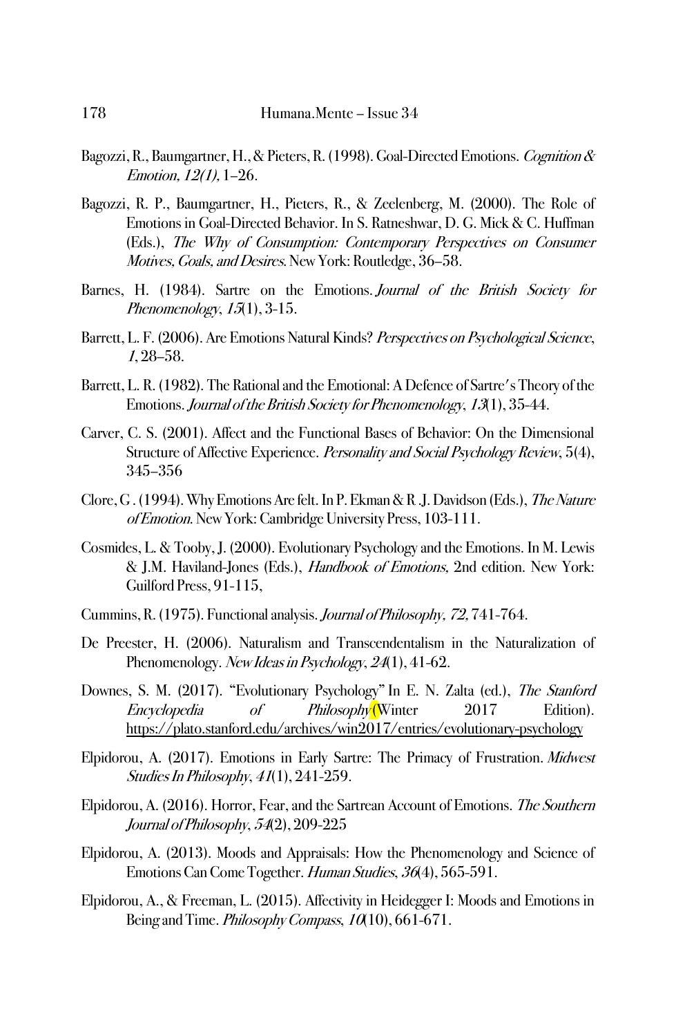Bagozzi, R., Baumgartner, H., & Pieters, R. (1998). Goal-Directed Emotions. *Cognition & Emotion, 12(1),* 1–26.

Bagozzi, R. P., Baumgartner, H., Pieters, R., & Zeelenberg, M. (2000). The Role of Emotions in Goal-Directed Behavior. In S. Ratneshwar, D. G. Mick & C. Huffman (Eds.), *The Why of Consumption: Contemporary Perspectives on Consumer Motives, Goals, and Desires.* New York: Routledge, 36–58.

Barnes, H. (1984). Sartre on the Emotions. *Journal of the British Society for Phenomenology*, *15*(1), 3-15.

Barrett, L. F. (2006). Are Emotions Natural Kinds? *Perspectives on Psychological Science*, *1*, 28–58.

Barrett, L. R. (1982). The Rational and the Emotional: A Defence of Sartre's Theory of the Emotions. *Journal of the British Society for Phenomenology*, *13*(1), 35-44.

Carver, C. S. (2001). Affect and the Functional Bases of Behavior: On the Dimensional Structure of Affective Experience. *Personality and Social Psychology Review*, 5(4), 345–356

Clore, G . (1994). Why Emotions Are felt. In P. Ekman & R .J. Davidson (Eds.), *The Nature of Emotion.* New York: Cambridge University Press, 103-111.

Cosmides, L. & Tooby, J. (2000). Evolutionary Psychology and the Emotions. In M. Lewis & J.M. Haviland-Jones (Eds.), *Handbook of Emotions,* 2nd edition. New York: Guilford Press, 91-115,

Cummins, R. (1975). Functional analysis. *Journal of Philosophy, 72,* 741-764.

De Preester, H. (2006). Naturalism and Transcendentalism in the Naturalization of Phenomenology. *New Ideas in Psychology*, *24*(1), 41-62.

Downes, S. M. (2017). "Evolutionary Psychology" In E. N. Zalta (ed.), *The Stanford Encyclopedia of Philosophy* (Winter 2017 Edition). https://plato.stanford.edu/archives/win2017/entries/evolutionary-psychology

Elpidorou, A. (2017). Emotions in Early Sartre: The Primacy of Frustration. *Midwest Studies In Philosophy*, *41*(1), 241-259.

Elpidorou, A. (2016). Horror, Fear, and the Sartrean Account of Emotions. *The Southern Journal of Philosophy*, *54*(2), 209-225

Elpidorou, A. (2013). Moods and Appraisals: How the Phenomenology and Science of Emotions Can Come Together. *Human Studies*, *36*(4), 565-591.

Elpidorou, A., & Freeman, L. (2015). Affectivity in Heidegger I: Moods and Emotions in Being and Time. *Philosophy Compass*, *10*(10), 661-671.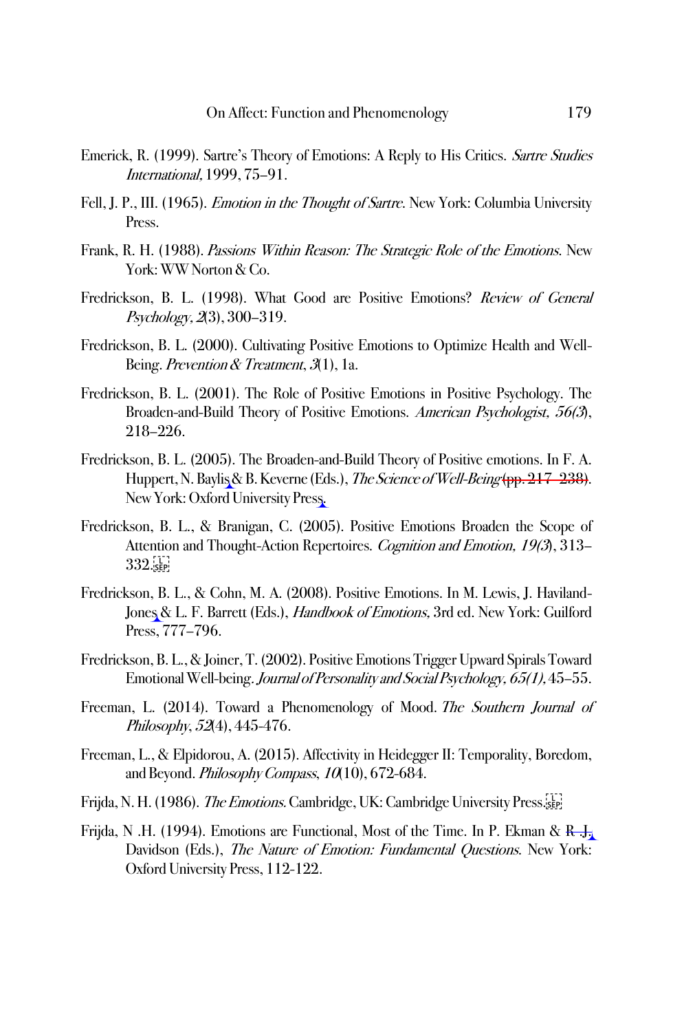Emerick, R. (1999). Sartre's Theory of Emotions: A Reply to His Critics. *Sartre Studies International,* 1999, 75–91.

Fell, J. P., III. (1965). *Emotion in the Thought of Sartre.* New York: Columbia University Press.

Frank, R. H. (1988). *Passions Within Reason: The Strategic Role of the Emotions.* New York: WW Norton & Co.

Fredrickson, B. L. (1998). What Good are Positive Emotions? *Review of General Psychology, 2*(3), 300–319.

Fredrickson, B. L. (2000). Cultivating Positive Emotions to Optimize Health and Well-Being. *Prevention & Treatment, 3*(1), 1a.

Fredrickson, B. L. (2001). The Role of Positive Emotions in Positive Psychology. The Broaden-and-Build Theory of Positive Emotions. *American Psychologist, 56(3*), 218–226.

Fredrickson, B. L. (2005). The Broaden-and-Build Theory of Positive emotions. In F. A. Huppert, N. Baylis & B. Keverne (Eds.), *The Science of Well-Being* ~~(pp. 217–238)~~. New York: Oxford University Press.

Fredrickson, B. L., & Branigan, C. (2005). Positive Emotions Broaden the Scope of Attention and Thought-Action Repertoires. *Cognition and Emotion, 19(3*), 313–332.

Fredrickson, B. L., & Cohn, M. A. (2008). Positive Emotions. In M. Lewis, J. Haviland-Jones & L. F. Barrett (Eds.), *Handbook of Emotions,* 3rd ed. New York: Guilford Press, 777–796.

Fredrickson, B. L., & Joiner, T. (2002). Positive Emotions Trigger Upward Spirals Toward Emotional Well-being. *Journal of Personality and Social Psychology, 65(1),* 45–55.

Freeman, L. (2014). Toward a Phenomenology of Mood. *The Southern Journal of Philosophy, 52*(4), 445-476.

Freeman, L., & Elpidorou, A. (2015). Affectivity in Heidegger II: Temporality, Boredom, and Beyond. *Philosophy Compass, 10*(10), 672-684.

Frijda, N. H. (1986). *The Emotions.* Cambridge, UK: Cambridge University Press.

Frijda, N .H. (1994). Emotions are Functional, Most of the Time. In P. Ekman & ~~R. J.~~ Davidson (Eds.), *The Nature of Emotion: Fundamental Questions.* New York: Oxford University Press, 112-122.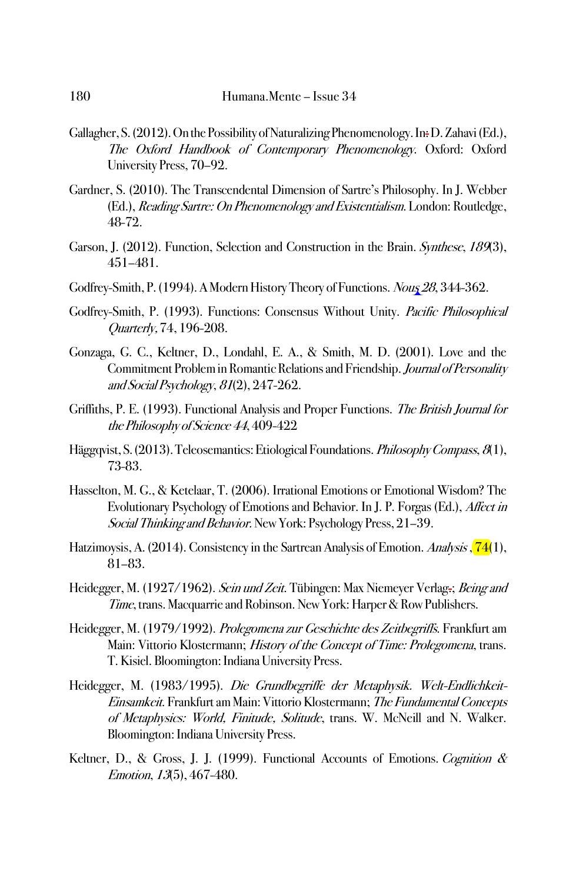Gallagher, S. (2012). On the Possibility of Naturalizing Phenomenology. In: D. Zahavi (Ed.), *The Oxford Handbook of Contemporary Phenomenology*. Oxford: Oxford University Press, 70–92.

Gardner, S. (2010). The Transcendental Dimension of Sartre's Philosophy. In J. Webber (Ed.), *Reading Sartre: On Phenomenology and Existentialism*. London: Routledge, 48-72.

Garson, J. (2012). Function, Selection and Construction in the Brain. *Synthese*, *189*(3), 451–481.

Godfrey-Smith, P. (1994). A Modern History Theory of Functions. *Nous 28*, 344-362.

Godfrey-Smith, P. (1993). Functions: Consensus Without Unity. *Pacific Philosophical Quarterly*, 74, 196-208.

Gonzaga, G. C., Keltner, D., Londahl, E. A., & Smith, M. D. (2001). Love and the Commitment Problem in Romantic Relations and Friendship. *Journal of Personality and Social Psychology*, *81*(2), 247-262.

Griffiths, P. E. (1993). Functional Analysis and Proper Functions. *The British Journal for the Philosophy of Science 44*, 409-422

Häggqvist, S. (2013). Teleosemantics: Etiological Foundations. *Philosophy Compass*, *8*(1), 73-83.

Hasselton, M. G., & Ketelaar, T. (2006). Irrational Emotions or Emotional Wisdom? The Evolutionary Psychology of Emotions and Behavior. In J. P. Forgas (Ed.), *Affect in Social Thinking and Behavior*. New York: Psychology Press, 21–39.

Hatzimoysis, A. (2014). Consistency in the Sartrean Analysis of Emotion. *Analysis* , *74*(1), 81–83.

Heidegger, M. (1927/1962). *Sein und Zeit*. Tübingen: Max Niemeyer Verlag.; *Being and Time*, trans. Macquarrie and Robinson. New York: Harper & Row Publishers.

Heidegger, M. (1979/1992). *Prolegomena zur Geschichte des Zeitbegriffs*. Frankfurt am Main: Vittorio Klostermann; *History of the Concept of Time: Prolegomena*, trans. T. Kisiel. Bloomington: Indiana University Press.

Heidegger, M. (1983/1995). *Die Grundbegriffe der Metaphysik. Welt-Endlichkeit-Einsamkeit*. Frankfurt am Main: Vittorio Klostermann; *The Fundamental Concepts of Metaphysics: World, Finitude, Solitude*, trans. W. McNeill and N. Walker. Bloomington: Indiana University Press.

Keltner, D., & Gross, J. J. (1999). Functional Accounts of Emotions. *Cognition & Emotion*, *13*(5), 467-480.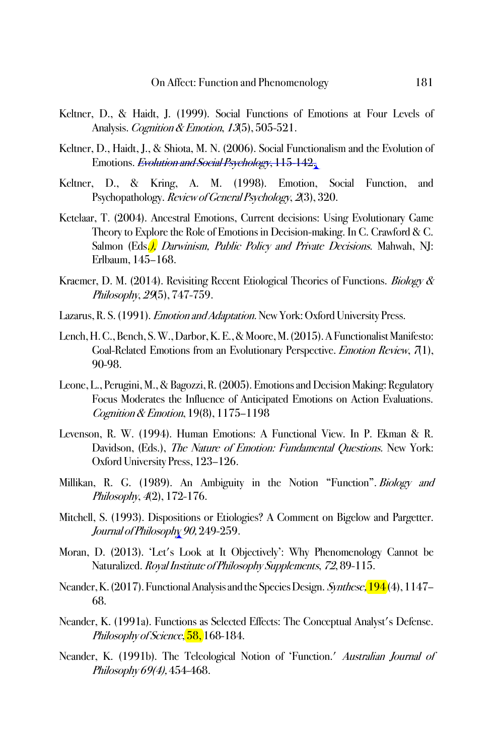Keltner, D., & Haidt, J. (1999). Social Functions of Emotions at Four Levels of Analysis. *Cognition & Emotion*, *13*(5), 505-521.

Keltner, D., Haidt, J., & Shiota, M. N. (2006). Social Functionalism and the Evolution of Emotions. ~~*Evolution and Social Psychology*, 115-142.~~

Keltner, D., & Kring, A. M. (1998). Emotion, Social Function, and Psychopathology. *Review of General Psychology*, *2*(3), 320.

Ketelaar, T. (2004). Ancestral Emotions, Current decisions: Using Evolutionary Game Theory to Explore the Role of Emotions in Decision-making. In C. Crawford & C. Salmon (Eds.), *Darwinism, Public Policy and Private Decisions*. Mahwah, NJ: Erlbaum, 145–168.

Kraemer, D. M. (2014). Revisiting Recent Etiological Theories of Functions. *Biology & Philosophy*, *29*(5), 747-759.

Lazarus, R. S. (1991). *Emotion and Adaptation*. New York: Oxford University Press.

Lench, H. C., Bench, S. W., Darbor, K. E., & Moore, M. (2015). A Functionalist Manifesto: Goal-Related Emotions from an Evolutionary Perspective. *Emotion Review*, *7*(1), 90-98.

Leone, L., Perugini, M., & Bagozzi, R. (2005). Emotions and Decision Making: Regulatory Focus Moderates the Influence of Anticipated Emotions on Action Evaluations. *Cognition & Emotion*, 19(8), 1175–1198

Levenson, R. W. (1994). Human Emotions: A Functional View. In P. Ekman & R. Davidson, (Eds.), *The Nature of Emotion: Fundamental Questions*. New York: Oxford University Press, 123–126.

Millikan, R. G. (1989). An Ambiguity in the Notion "Function". *Biology and Philosophy*, *4*(2), 172-176.

Mitchell, S. (1993). Dispositions or Etiologies? A Comment on Bigelow and Pargetter. *Journal of Philosophy 90*, 249-259.

Moran, D. (2013). 'Let's Look at It Objectively': Why Phenomenology Cannot be Naturalized. *Royal Institute of Philosophy Supplements*, *72*, 89-115.

Neander, K. (2017). Functional Analysis and the Species Design. *Synthese*, 194 (4), 1147–68.

Neander, K. (1991a). Functions as Selected Effects: The Conceptual Analyst's Defense. *Philosophy of Science*, 58, 168-184.

Neander, K. (1991b). The Teleological Notion of 'Function.' *Australian Journal of Philosophy 69(4)*, 454-468.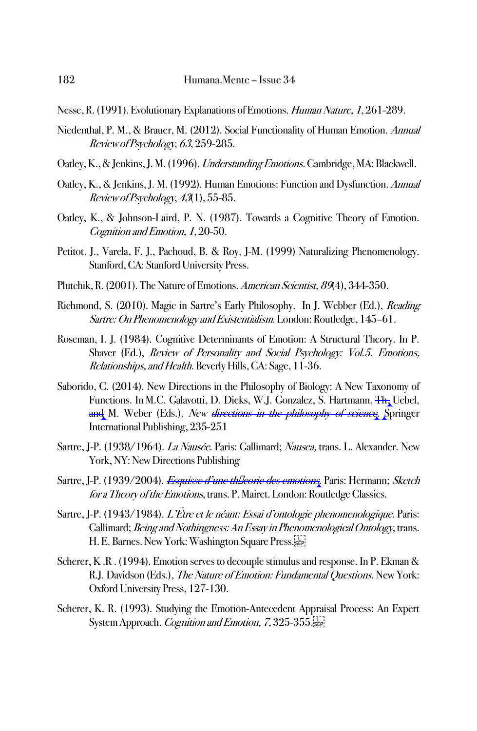Nesse, R. (1991). Evolutionary Explanations of Emotions. *Human Nature, 1*, 261-289.

Niedenthal, P. M., & Brauer, M. (2012). Social Functionality of Human Emotion. *Annual Review of Psychology*, *63*, 259-285.

Oatley, K., & Jenkins, J. M. (1996). *Understanding Emotions.* Cambridge, MA: Blackwell.

Oatley, K., & Jenkins, J. M. (1992). Human Emotions: Function and Dysfunction. *Annual Review of Psychology*, *43*(1), 55-85.

Oatley, K., & Johnson-Laird, P. N. (1987). Towards a Cognitive Theory of Emotion. *Cognition and Emotion, 1*, 20-50.

Petitot, J., Varela, F. J., Pachoud, B. & Roy, J-M. (1999) Naturalizing Phenomenology. Stanford, CA: Stanford University Press.

Plutchik, R. (2001). The Nature of Emotions. *American Scientist*, *89*(4), 344-350.

Richmond, S. (2010). Magic in Sartre's Early Philosophy. In J. Webber (Ed.), *Reading Sartre: On Phenomenology and Existentialism.* London: Routledge, 145–61.

Roseman, I. J. (1984). Cognitive Determinants of Emotion: A Structural Theory. In P. Shaver (Ed.), *Review of Personality and Social Psychology: Vol.5. Emotions, Relationships, and Health.* Beverly Hills, CA: Sage, 11-36.

Saborido, C. (2014). New Directions in the Philosophy of Biology: A New Taxonomy of Functions. In M.C. Galavotti, D. Dieks, W.J. Gonzalez, S. Hartmann, ~~Th.~~ Uebel, ~~and~~ M. Weber (Eds.), *New ~~directions in the philosophy of science~~*. Springer International Publishing, 235-251

Sartre, J-P. (1938/1964). *La Nausée.* Paris: Gallimard; *Nausea,* trans. L. Alexander. New York, NY: New Directions Publishing

Sartre, J-P. (1939/2004). *~~Esquisse d'une théorie des emotions~~*. Paris: Hermann; *Sketch for a Theory of the Emotions*, trans. P. Mairet. London: Routledge Classics.

Sartre, J-P. (1943/1984). *L'Être et le néant: Essai d'ontologie phenomenologique.* Paris: Gallimard; *Being and Nothingness: An Essay in Phenomenological Ontology*, trans. H. E. Barnes. New York: Washington Square Press.

Scherer, K .R . (1994). Emotion serves to decouple stimulus and response. In P. Ekman & R.J. Davidson (Eds.), *The Nature of Emotion: Fundamental Questions.* New York: Oxford University Press, 127-130.

Scherer, K. R. (1993). Studying the Emotion-Antecedent Appraisal Process: An Expert System Approach. *Cognition and Emotion, 7*, 325-355.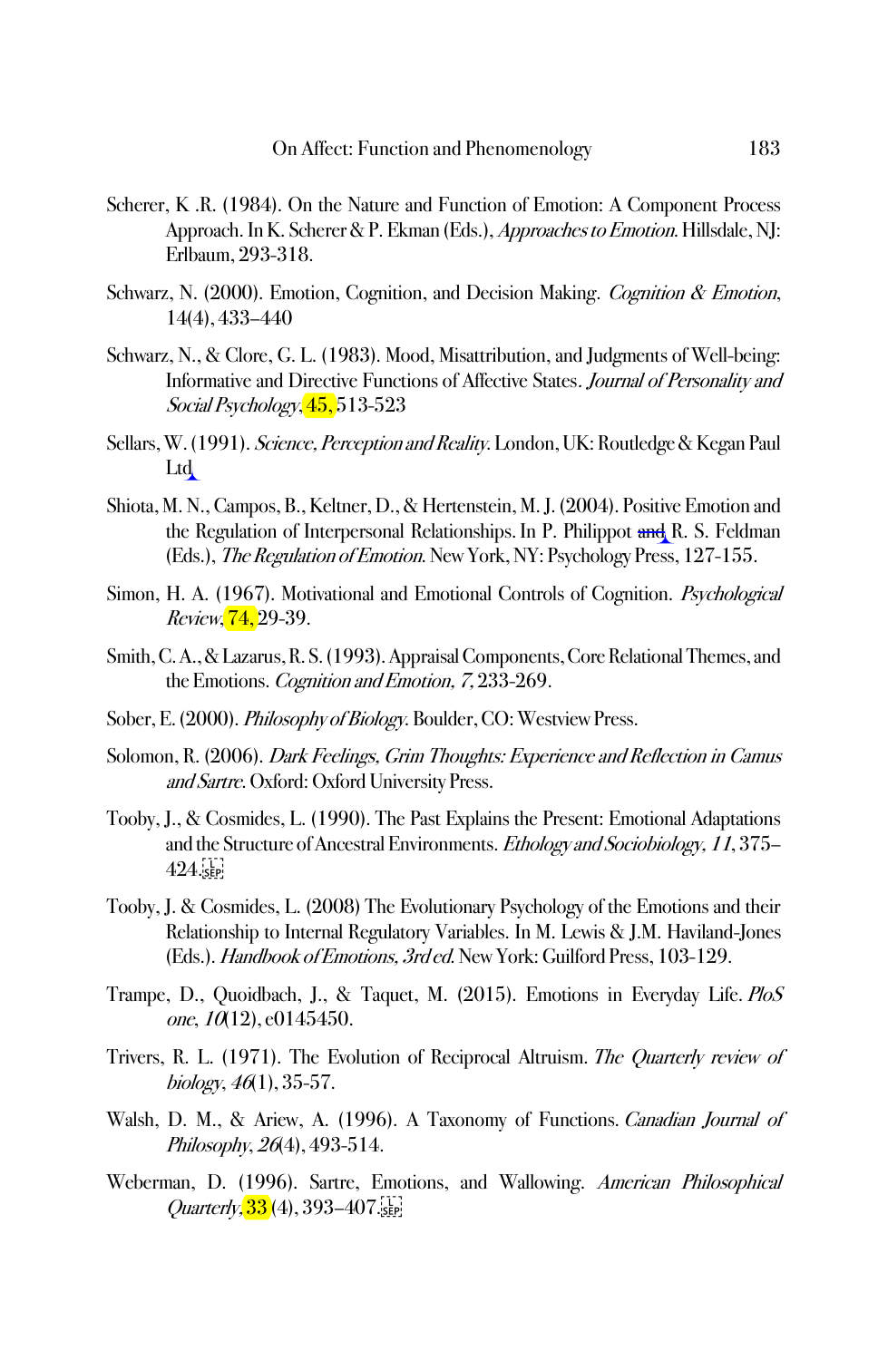Scherer, K .R. (1984). On the Nature and Function of Emotion: A Component Process Approach. In K. Scherer & P. Ekman (Eds.), *Approaches to Emotion*. Hillsdale, NJ: Erlbaum, 293-318.

Schwarz, N. (2000). Emotion, Cognition, and Decision Making. *Cognition & Emotion*, 14(4), 433–440

Schwarz, N., & Clore, G. L. (1983). Mood, Misattribution, and Judgments of Well-being: Informative and Directive Functions of Affective States. *Journal of Personality and Social Psychology*, 45, 513-523

Sellars, W. (1991). *Science, Perception and Reality*. London, UK: Routledge & Kegan Paul Ltd

Shiota, M. N., Campos, B., Keltner, D., & Hertenstein, M. J. (2004). Positive Emotion and the Regulation of Interpersonal Relationships. In P. Philippot and R. S. Feldman (Eds.), *The Regulation of Emotion*. New York, NY: Psychology Press, 127-155.

Simon, H. A. (1967). Motivational and Emotional Controls of Cognition. *Psychological Review*, 74, 29-39.

Smith, C. A., & Lazarus, R. S. (1993). Appraisal Components, Core Relational Themes, and the Emotions. *Cognition and Emotion, 7*, 233-269.

Sober, E. (2000). *Philosophy of Biology*. Boulder, CO: Westview Press.

Solomon, R. (2006). *Dark Feelings, Grim Thoughts: Experience and Reflection in Camus and Sartre*. Oxford: Oxford University Press.

Tooby, J., & Cosmides, L. (1990). The Past Explains the Present: Emotional Adaptations and the Structure of Ancestral Environments. *Ethology and Sociobiology, 11*, 375–424.

Tooby, J. & Cosmides, L. (2008) The Evolutionary Psychology of the Emotions and their Relationship to Internal Regulatory Variables. In M. Lewis & J.M. Haviland-Jones (Eds.). *Handbook of Emotions, 3rd ed.* New York: Guilford Press, 103-129.

Trampe, D., Quoidbach, J., & Taquet, M. (2015). Emotions in Everyday Life. *PloS one*, *10*(12), e0145450.

Trivers, R. L. (1971). The Evolution of Reciprocal Altruism. *The Quarterly review of biology*, *46*(1), 35-57.

Walsh, D. M., & Ariew, A. (1996). A Taxonomy of Functions. *Canadian Journal of Philosophy*, *26*(4), 493-514.

Weberman, D. (1996). Sartre, Emotions, and Wallowing. *American Philosophical Quarterly*, 33 (4), 393–407.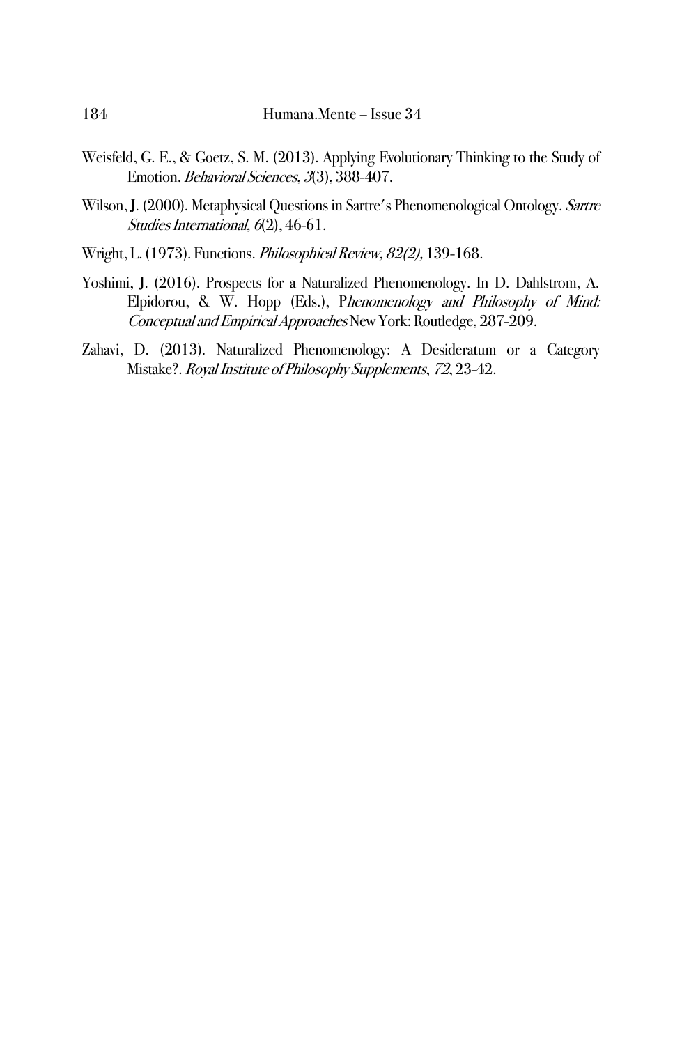Weisfeld, G. E., & Goetz, S. M. (2013). Applying Evolutionary Thinking to the Study of Emotion. *Behavioral Sciences*, *3*(3), 388-407.

Wilson, J. (2000). Metaphysical Questions in Sartre's Phenomenological Ontology. *Sartre Studies International*, *6*(2), 46-61.

Wright, L. (1973). Functions. *Philosophical Review, 82(2)*, 139-168.

Yoshimi, J. (2016). Prospects for a Naturalized Phenomenology. In D. Dahlstrom, A. Elpidorou, & W. Hopp (Eds.), P*henomenology and Philosophy of Mind: Conceptual and Empirical Approaches* New York: Routledge, 287-209.

Zahavi, D. (2013). Naturalized Phenomenology: A Desideratum or a Category Mistake?. *Royal Institute of Philosophy Supplements*, *72*, 23-42.